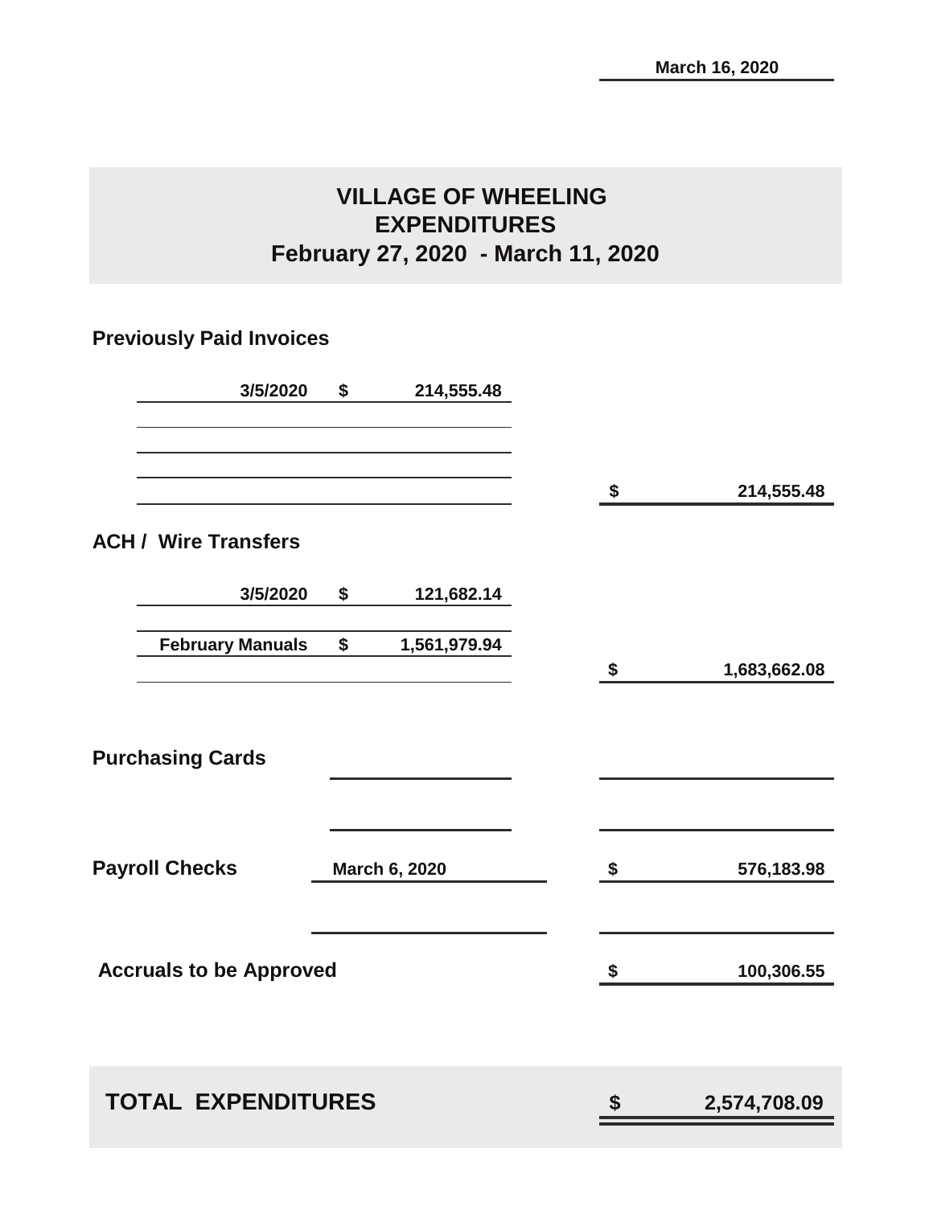March 16, 2020

# VILLAGE OF WHEELING
## EXPENDITURES
### February 27, 2020 - March 11, 2020

**Previously Paid Invoices**

| | | | | |
|---|---|---|---|---|
| 3/5/2020 | $ | 214,555.48 | | |
| | | | $ | 214,555.48 |

**ACH / Wire Transfers**

| | | | | |
|---|---|---|---|---|
| 3/5/2020 | $ | 121,682.14 | | |
| February Manuals | $ | 1,561,979.94 | | |
| | | | $ | 1,683,662.08 |

**Purchasing Cards**

| | | |
|---|---|---|
| **Payroll Checks** | March 6, 2020 | $ 576,183.98 |
| **Accruals to be Approved** | | $ 100,306.55 |

| | |
|---|---|
| **TOTAL EXPENDITURES** | **$ 2,574,708.09** |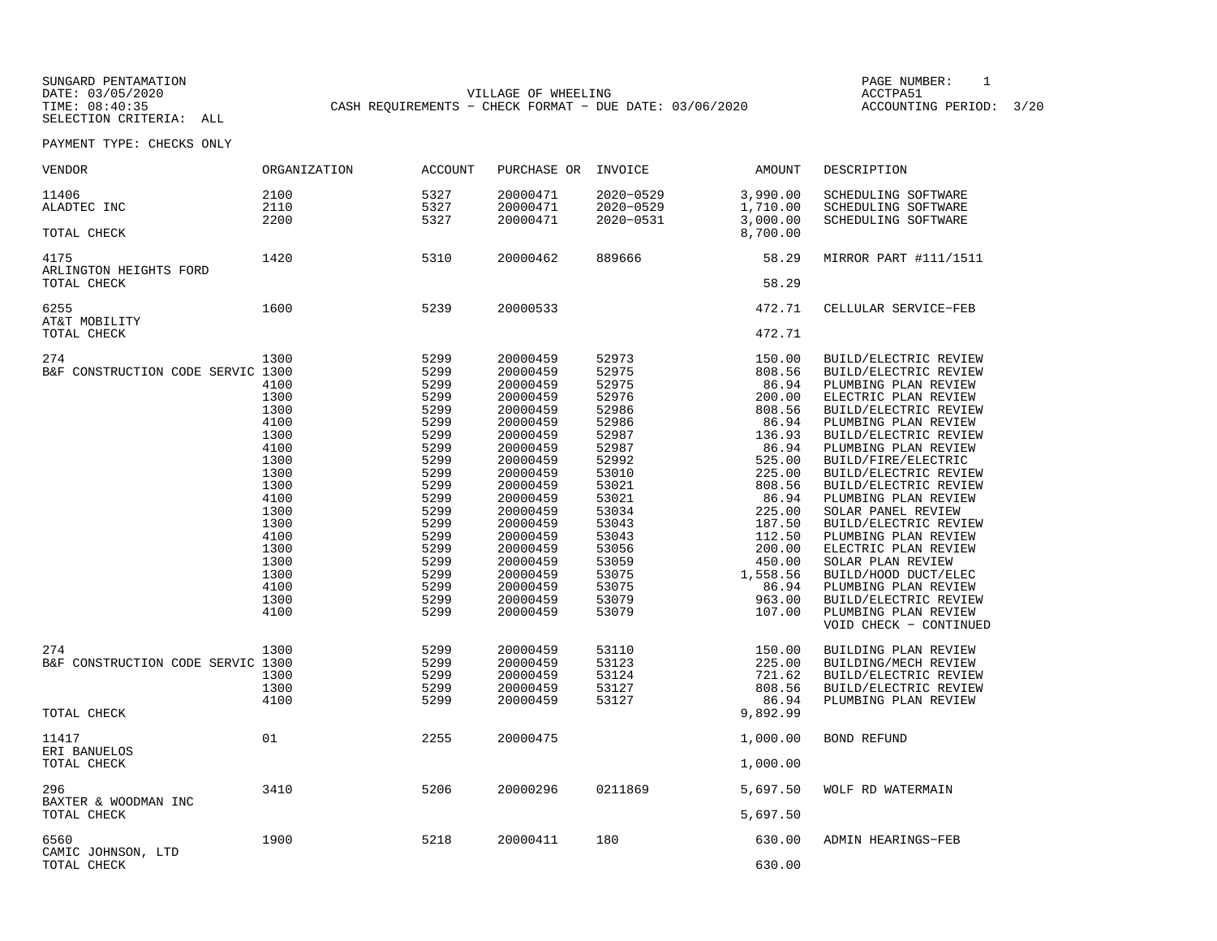SUNGARD PENTAMATION
DATE: 03/05/2020
TIME: 08:40:35
SELECTION CRITERIA: ALL

VILLAGE OF WHEELING
CASH REQUIREMENTS - CHECK FORMAT - DUE DATE: 03/06/2020

PAGE NUMBER: 1
ACCTPA51
ACCOUNTING PERIOD: 3/20

PAYMENT TYPE: CHECKS ONLY

| VENDOR | ORGANIZATION | ACCOUNT | PURCHASE OR | INVOICE | AMOUNT | DESCRIPTION |
|---|---|---|---|---|---|---|
| 11406 | 2100 | 5327 | 20000471 | 2020-0529 | 3,990.00 | SCHEDULING SOFTWARE |
| ALADTEC INC | 2110 | 5327 | 20000471 | 2020-0529 | 1,710.00 | SCHEDULING SOFTWARE |
| | 2200 | 5327 | 20000471 | 2020-0531 | 3,000.00 | SCHEDULING SOFTWARE |
| TOTAL CHECK | | | | | 8,700.00 | |
| 4175 | 1420 | 5310 | 20000462 | 889666 | 58.29 | MIRROR PART #111/1511 |
| ARLINGTON HEIGHTS FORD | | | | | | |
| TOTAL CHECK | | | | | 58.29 | |
| 6255 | 1600 | 5239 | 20000533 | | 472.71 | CELLULAR SERVICE-FEB |
| AT&T MOBILITY | | | | | | |
| TOTAL CHECK | | | | | 472.71 | |
| 274 | 1300 | 5299 | 20000459 | 52973 | 150.00 | BUILD/ELECTRIC REVIEW |
| B&F CONSTRUCTION CODE SERVIC | 1300 | 5299 | 20000459 | 52975 | 808.56 | BUILD/ELECTRIC REVIEW |
| | 4100 | 5299 | 20000459 | 52975 | 86.94 | PLUMBING PLAN REVIEW |
| | 1300 | 5299 | 20000459 | 52976 | 200.00 | ELECTRIC PLAN REVIEW |
| | 1300 | 5299 | 20000459 | 52986 | 808.56 | BUILD/ELECTRIC REVIEW |
| | 4100 | 5299 | 20000459 | 52986 | 86.94 | PLUMBING PLAN REVIEW |
| | 1300 | 5299 | 20000459 | 52987 | 136.93 | BUILD/ELECTRIC REVIEW |
| | 4100 | 5299 | 20000459 | 52987 | 86.94 | PLUMBING PLAN REVIEW |
| | 1300 | 5299 | 20000459 | 52992 | 525.00 | BUILD/FIRE/ELECTRIC |
| | 1300 | 5299 | 20000459 | 53010 | 225.00 | BUILD/ELECTRIC REVIEW |
| | 1300 | 5299 | 20000459 | 53021 | 808.56 | BUILD/ELECTRIC REVIEW |
| | 4100 | 5299 | 20000459 | 53021 | 86.94 | PLUMBING PLAN REVIEW |
| | 1300 | 5299 | 20000459 | 53034 | 225.00 | SOLAR PANEL REVIEW |
| | 1300 | 5299 | 20000459 | 53043 | 187.50 | BUILD/ELECTRIC REVIEW |
| | 4100 | 5299 | 20000459 | 53043 | 112.50 | PLUMBING PLAN REVIEW |
| | 1300 | 5299 | 20000459 | 53056 | 200.00 | ELECTRIC PLAN REVIEW |
| | 1300 | 5299 | 20000459 | 53059 | 450.00 | SOLAR PLAN REVIEW |
| | 1300 | 5299 | 20000459 | 53075 | 1,558.56 | BUILD/HOOD DUCT/ELEC |
| | 4100 | 5299 | 20000459 | 53075 | 86.94 | PLUMBING PLAN REVIEW |
| | 1300 | 5299 | 20000459 | 53079 | 963.00 | BUILD/ELECTRIC REVIEW |
| | 4100 | 5299 | 20000459 | 53079 | 107.00 | PLUMBING PLAN REVIEW |
| | | | | | | VOID CHECK - CONTINUED |
| 274 | 1300 | 5299 | 20000459 | 53110 | 150.00 | BUILDING PLAN REVIEW |
| B&F CONSTRUCTION CODE SERVIC | 1300 | 5299 | 20000459 | 53123 | 225.00 | BUILDING/MECH REVIEW |
| | 1300 | 5299 | 20000459 | 53124 | 721.62 | BUILD/ELECTRIC REVIEW |
| | 1300 | 5299 | 20000459 | 53127 | 808.56 | BUILD/ELECTRIC REVIEW |
| | 4100 | 5299 | 20000459 | 53127 | 86.94 | PLUMBING PLAN REVIEW |
| TOTAL CHECK | | | | | 9,892.99 | |
| 11417 | 01 | 2255 | 20000475 | | 1,000.00 | BOND REFUND |
| ERI BANUELOS | | | | | | |
| TOTAL CHECK | | | | | 1,000.00 | |
| 296 | 3410 | 5206 | 20000296 | 0211869 | 5,697.50 | WOLF RD WATERMAIN |
| BAXTER & WOODMAN INC | | | | | | |
| TOTAL CHECK | | | | | 5,697.50 | |
| 6560 | 1900 | 5218 | 20000411 | 180 | 630.00 | ADMIN HEARINGS-FEB |
| CAMIC JOHNSON, LTD | | | | | | |
| TOTAL CHECK | | | | | 630.00 | |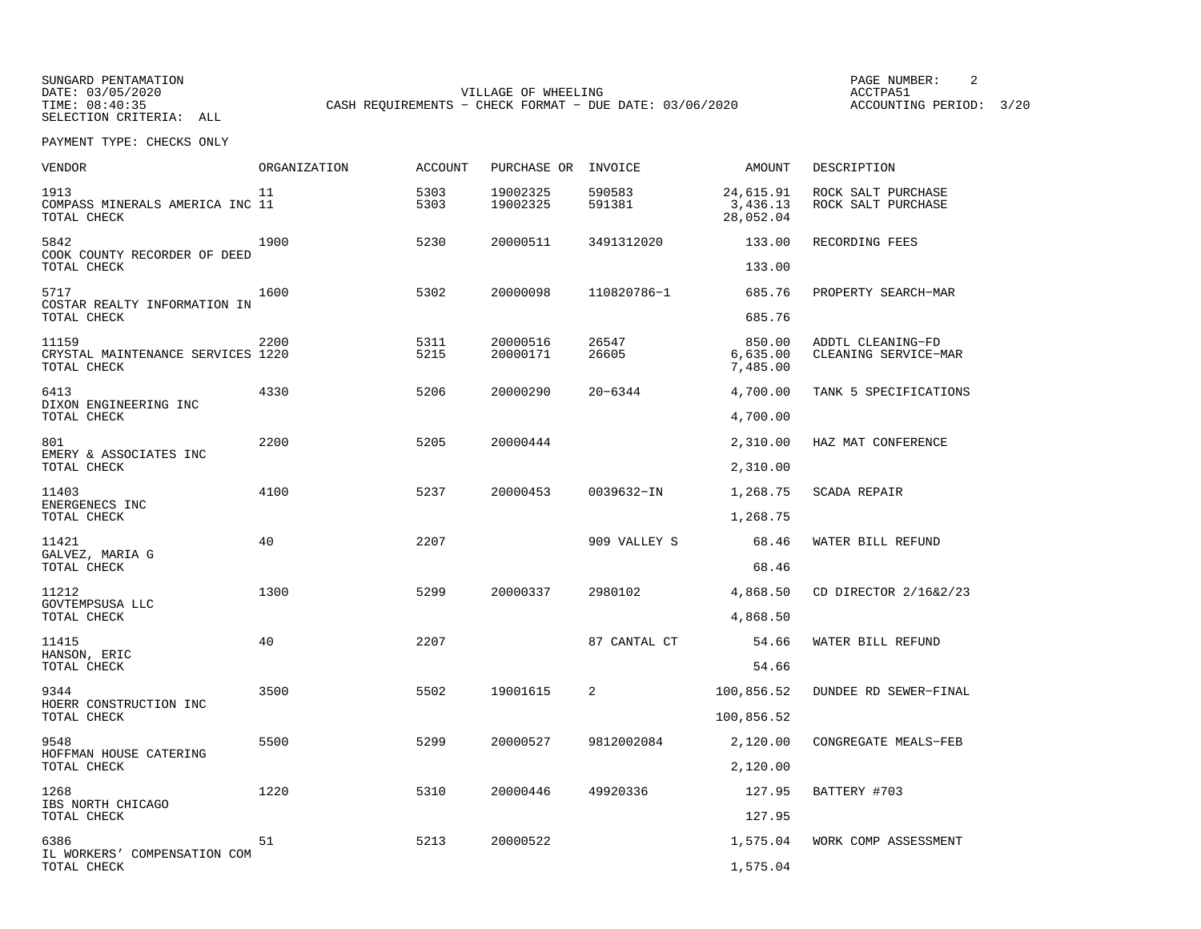SUNGARD PENTAMATION
DATE: 03/05/2020
TIME: 08:40:35
SELECTION CRITERIA: ALL

VILLAGE OF WHEELING
CASH REQUIREMENTS - CHECK FORMAT - DUE DATE: 03/06/2020

ACCTPA51
ACCOUNTING PERIOD: 3/20

PAYMENT TYPE: CHECKS ONLY

| VENDOR | ORGANIZATION | ACCOUNT | PURCHASE OR | INVOICE | AMOUNT | DESCRIPTION |
|---|---|---|---|---|---|---|
| 1913 | 11 | 5303 | 19002325 | 590583 | 24,615.91 | ROCK SALT PURCHASE |
| COMPASS MINERALS AMERICA INC | 11 | 5303 | 19002325 | 591381 | 3,436.13 | ROCK SALT PURCHASE |
| TOTAL CHECK | | | | | 28,052.04 | |
| 5842 | 1900 | 5230 | 20000511 | 3491312020 | 133.00 | RECORDING FEES |
| COOK COUNTY RECORDER OF DEED | | | | | | |
| TOTAL CHECK | | | | | 133.00 | |
| 5717 | 1600 | 5302 | 20000098 | 110820786-1 | 685.76 | PROPERTY SEARCH-MAR |
| COSTAR REALTY INFORMATION IN | | | | | | |
| TOTAL CHECK | | | | | 685.76 | |
| 11159 | 2200 | 5311 | 20000516 | 26547 | 850.00 | ADDTL CLEANING-FD |
| CRYSTAL MAINTENANCE SERVICES | 1220 | 5215 | 20000171 | 26605 | 6,635.00 | CLEANING SERVICE-MAR |
| TOTAL CHECK | | | | | 7,485.00 | |
| 6413 | 4330 | 5206 | 20000290 | 20-6344 | 4,700.00 | TANK 5 SPECIFICATIONS |
| DIXON ENGINEERING INC | | | | | | |
| TOTAL CHECK | | | | | 4,700.00 | |
| 801 | 2200 | 5205 | 20000444 | | 2,310.00 | HAZ MAT CONFERENCE |
| EMERY & ASSOCIATES INC | | | | | | |
| TOTAL CHECK | | | | | 2,310.00 | |
| 11403 | 4100 | 5237 | 20000453 | 0039632-IN | 1,268.75 | SCADA REPAIR |
| ENERGENECS INC | | | | | | |
| TOTAL CHECK | | | | | 1,268.75 | |
| 11421 | 40 | 2207 | | 909 VALLEY S | 68.46 | WATER BILL REFUND |
| GALVEZ, MARIA G | | | | | | |
| TOTAL CHECK | | | | | 68.46 | |
| 11212 | 1300 | 5299 | 20000337 | 2980102 | 4,868.50 | CD DIRECTOR 2/16&2/23 |
| GOVTEMPSUSA LLC | | | | | | |
| TOTAL CHECK | | | | | 4,868.50 | |
| 11415 | 40 | 2207 | | 87 CANTAL CT | 54.66 | WATER BILL REFUND |
| HANSON, ERIC | | | | | | |
| TOTAL CHECK | | | | | 54.66 | |
| 9344 | 3500 | 5502 | 19001615 | 2 | 100,856.52 | DUNDEE RD SEWER-FINAL |
| HOERR CONSTRUCTION INC | | | | | | |
| TOTAL CHECK | | | | | 100,856.52 | |
| 9548 | 5500 | 5299 | 20000527 | 9812002084 | 2,120.00 | CONGREGATE MEALS-FEB |
| HOFFMAN HOUSE CATERING | | | | | | |
| TOTAL CHECK | | | | | 2,120.00 | |
| 1268 | 1220 | 5310 | 20000446 | 49920336 | 127.95 | BATTERY #703 |
| IBS NORTH CHICAGO | | | | | | |
| TOTAL CHECK | | | | | 127.95 | |
| 6386 | 51 | 5213 | 20000522 | | 1,575.04 | WORK COMP ASSESSMENT |
| IL WORKERS' COMPENSATION COM | | | | | | |
| TOTAL CHECK | | | | | 1,575.04 | |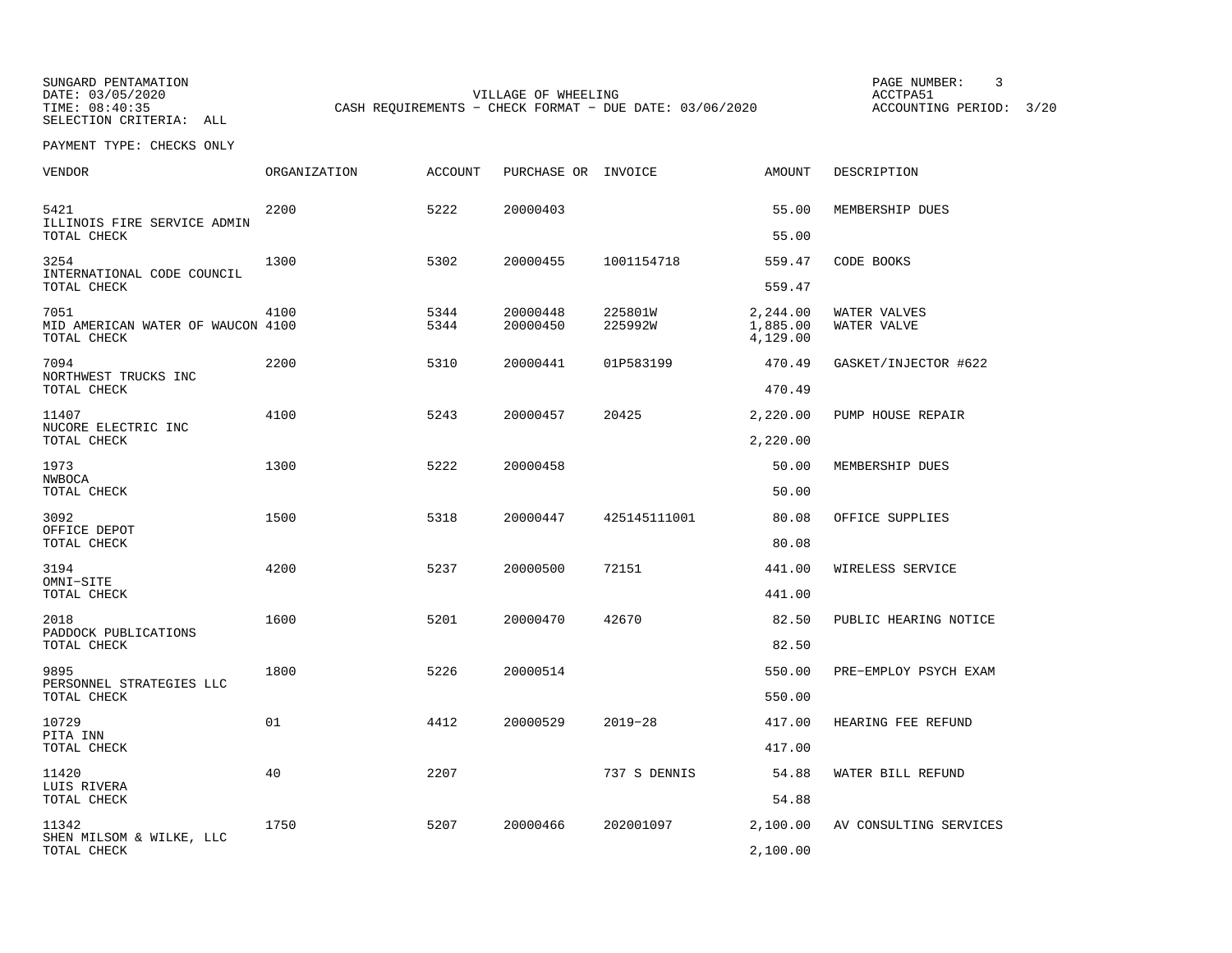SUNGARD PENTAMATION
DATE: 03/05/2020
TIME: 08:40:35
SELECTION CRITERIA: ALL

VILLAGE OF WHEELING
CASH REQUIREMENTS - CHECK FORMAT - DUE DATE: 03/06/2020

PAGE NUMBER: 3
ACCTPA51
ACCOUNTING PERIOD: 3/20

PAYMENT TYPE: CHECKS ONLY

| VENDOR | ORGANIZATION | ACCOUNT | PURCHASE OR | INVOICE | AMOUNT | DESCRIPTION |
|---|---|---|---|---|---|---|
| 5421 | 2200 | 5222 | 20000403 | | 55.00 | MEMBERSHIP DUES |
| ILLINOIS FIRE SERVICE ADMIN | | | | | | |
| TOTAL CHECK | | | | | 55.00 | |
| 3254 | 1300 | 5302 | 20000455 | 1001154718 | 559.47 | CODE BOOKS |
| INTERNATIONAL CODE COUNCIL | | | | | | |
| TOTAL CHECK | | | | | 559.47 | |
| 7051 | 4100 | 5344 | 20000448 | 225801W | 2,244.00 | WATER VALVES |
| MID AMERICAN WATER OF WAUCON | 4100 | 5344 | 20000450 | 225992W | 1,885.00 | WATER VALVE |
| TOTAL CHECK | | | | | 4,129.00 | |
| 7094 | 2200 | 5310 | 20000441 | 01P583199 | 470.49 | GASKET/INJECTOR #622 |
| NORTHWEST TRUCKS INC | | | | | | |
| TOTAL CHECK | | | | | 470.49 | |
| 11407 | 4100 | 5243 | 20000457 | 20425 | 2,220.00 | PUMP HOUSE REPAIR |
| NUCORE ELECTRIC INC | | | | | | |
| TOTAL CHECK | | | | | 2,220.00 | |
| 1973 | 1300 | 5222 | 20000458 | | 50.00 | MEMBERSHIP DUES |
| NWBOCA | | | | | | |
| TOTAL CHECK | | | | | 50.00 | |
| 3092 | 1500 | 5318 | 20000447 | 425145111001 | 80.08 | OFFICE SUPPLIES |
| OFFICE DEPOT | | | | | | |
| TOTAL CHECK | | | | | 80.08 | |
| 3194 | 4200 | 5237 | 20000500 | 72151 | 441.00 | WIRELESS SERVICE |
| OMNI-SITE | | | | | | |
| TOTAL CHECK | | | | | 441.00 | |
| 2018 | 1600 | 5201 | 20000470 | 42670 | 82.50 | PUBLIC HEARING NOTICE |
| PADDOCK PUBLICATIONS | | | | | | |
| TOTAL CHECK | | | | | 82.50 | |
| 9895 | 1800 | 5226 | 20000514 | | 550.00 | PRE-EMPLOY PSYCH EXAM |
| PERSONNEL STRATEGIES LLC | | | | | | |
| TOTAL CHECK | | | | | 550.00 | |
| 10729 | 01 | 4412 | 20000529 | 2019-28 | 417.00 | HEARING FEE REFUND |
| PITA INN | | | | | | |
| TOTAL CHECK | | | | | 417.00 | |
| 11420 | 40 | 2207 | | 737 S DENNIS | 54.88 | WATER BILL REFUND |
| LUIS RIVERA | | | | | | |
| TOTAL CHECK | | | | | 54.88 | |
| 11342 | 1750 | 5207 | 20000466 | 202001097 | 2,100.00 | AV CONSULTING SERVICES |
| SHEN MILSOM & WILKE, LLC | | | | | | |
| TOTAL CHECK | | | | | 2,100.00 | |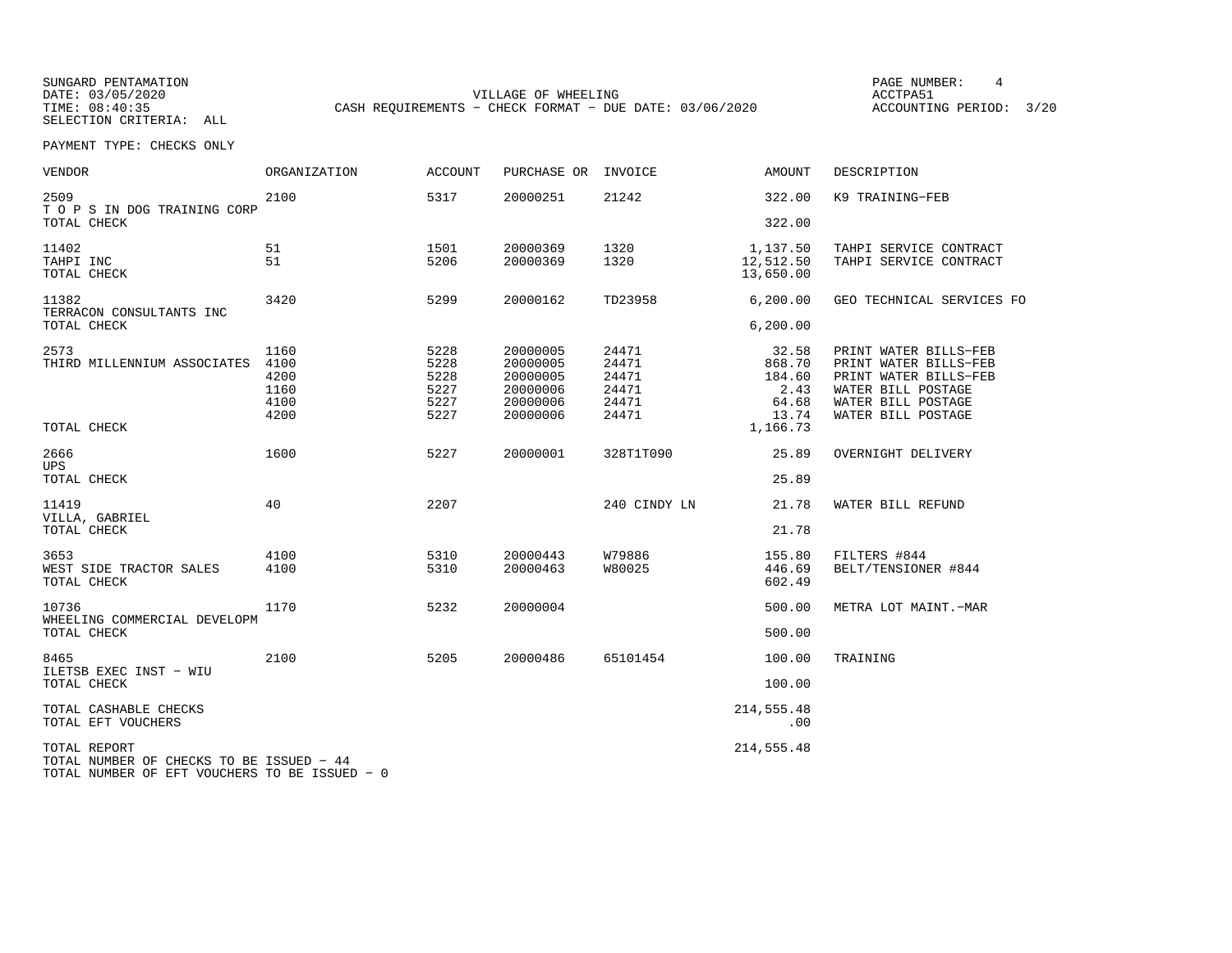SUNGARD PENTAMATION
DATE: 03/05/2020
TIME: 08:40:35
SELECTION CRITERIA: ALL

VILLAGE OF WHEELING
CASH REQUIREMENTS - CHECK FORMAT - DUE DATE: 03/06/2020

PAGE NUMBER: 4
ACCTPA51
ACCOUNTING PERIOD: 3/20

PAYMENT TYPE: CHECKS ONLY

| VENDOR | ORGANIZATION | ACCOUNT | PURCHASE OR | INVOICE | AMOUNT | DESCRIPTION |
|---|---|---|---|---|---|---|
| 2509 | 2100 | 5317 | 20000251 | 21242 | 322.00 | K9 TRAINING-FEB |
| T O P S IN DOG TRAINING CORP | | | | | | |
| TOTAL CHECK | | | | | 322.00 | |
| 11402 | 51 | 1501 | 20000369 | 1320 | 1,137.50 | TAHPI SERVICE CONTRACT |
| TAHPI INC | 51 | 5206 | 20000369 | 1320 | 12,512.50 | TAHPI SERVICE CONTRACT |
| TOTAL CHECK | | | | | 13,650.00 | |
| 11382 | 3420 | 5299 | 20000162 | TD23958 | 6,200.00 | GEO TECHNICAL SERVICES FO |
| TERRACON CONSULTANTS INC | | | | | | |
| TOTAL CHECK | | | | | 6,200.00 | |
| 2573 | 1160 | 5228 | 20000005 | 24471 | 32.58 | PRINT WATER BILLS-FEB |
| THIRD MILLENNIUM ASSOCIATES | 4100 | 5228 | 20000005 | 24471 | 868.70 | PRINT WATER BILLS-FEB |
| | 4200 | 5228 | 20000005 | 24471 | 184.60 | PRINT WATER BILLS-FEB |
| | 1160 | 5227 | 20000006 | 24471 | 2.43 | WATER BILL POSTAGE |
| | 4100 | 5227 | 20000006 | 24471 | 64.68 | WATER BILL POSTAGE |
| | 4200 | 5227 | 20000006 | 24471 | 13.74 | WATER BILL POSTAGE |
| TOTAL CHECK | | | | | 1,166.73 | |
| 2666 | 1600 | 5227 | 20000001 | 328T1T090 | 25.89 | OVERNIGHT DELIVERY |
| UPS | | | | | | |
| TOTAL CHECK | | | | | 25.89 | |
| 11419 | 40 | 2207 | | 240 CINDY LN | 21.78 | WATER BILL REFUND |
| VILLA, GABRIEL | | | | | | |
| TOTAL CHECK | | | | | 21.78 | |
| 3653 | 4100 | 5310 | 20000443 | W79886 | 155.80 | FILTERS #844 |
| WEST SIDE TRACTOR SALES | 4100 | 5310 | 20000463 | W80025 | 446.69 | BELT/TENSIONER #844 |
| TOTAL CHECK | | | | | 602.49 | |
| 10736 | 1170 | 5232 | 20000004 | | 500.00 | METRA LOT MAINT.-MAR |
| WHEELING COMMERCIAL DEVELOPM | | | | | | |
| TOTAL CHECK | | | | | 500.00 | |
| 8465 | 2100 | 5205 | 20000486 | 65101454 | 100.00 | TRAINING |
| ILETSB EXEC INST - WIU | | | | | | |
| TOTAL CHECK | | | | | 100.00 | |
| TOTAL CASHABLE CHECKS | | | | | 214,555.48 | |
| TOTAL EFT VOUCHERS | | | | | .00 | |
| TOTAL REPORT | | | | | 214,555.48 | |

TOTAL NUMBER OF CHECKS TO BE ISSUED - 44
TOTAL NUMBER OF EFT VOUCHERS TO BE ISSUED - 0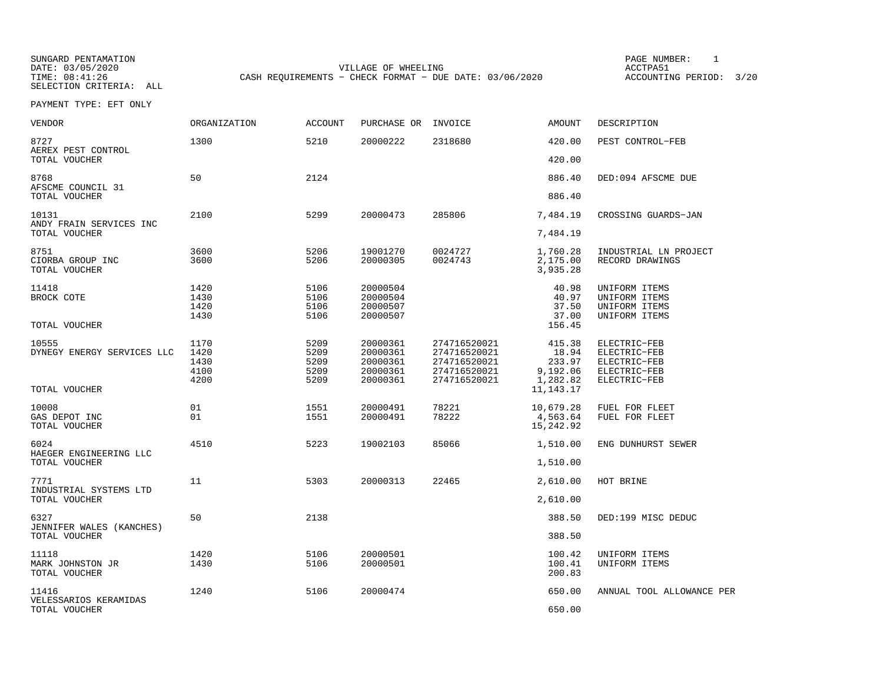SUNGARD PENTAMATION
DATE: 03/05/2020
TIME: 08:41:26
SELECTION CRITERIA: ALL

VILLAGE OF WHEELING
CASH REQUIREMENTS - CHECK FORMAT - DUE DATE: 03/06/2020

PAGE NUMBER: 1
ACCTPA51
ACCOUNTING PERIOD: 3/20

PAYMENT TYPE: EFT ONLY

| VENDOR | ORGANIZATION | ACCOUNT | PURCHASE OR | INVOICE | AMOUNT | DESCRIPTION |
|---|---|---|---|---|---|---|
| 8727 | 1300 | 5210 | 20000222 | 2318680 | 420.00 | PEST CONTROL-FEB |
| AEREX PEST CONTROL | | | | | | |
| TOTAL VOUCHER | | | | | 420.00 | |
| 8768 | 50 | 2124 | | | 886.40 | DED:094 AFSCME DUE |
| AFSCME COUNCIL 31 | | | | | | |
| TOTAL VOUCHER | | | | | 886.40 | |
| 10131 | 2100 | 5299 | 20000473 | 285806 | 7,484.19 | CROSSING GUARDS-JAN |
| ANDY FRAIN SERVICES INC | | | | | | |
| TOTAL VOUCHER | | | | | 7,484.19 | |
| 8751 | 3600 | 5206 | 19001270 | 0024727 | 1,760.28 | INDUSTRIAL LN PROJECT |
| CIORBA GROUP INC | 3600 | 5206 | 20000305 | 0024743 | 2,175.00 | RECORD DRAWINGS |
| TOTAL VOUCHER | | | | | 3,935.28 | |
| 11418 | 1420 | 5106 | 20000504 | | 40.98 | UNIFORM ITEMS |
| BROCK COTE | 1430 | 5106 | 20000504 | | 40.97 | UNIFORM ITEMS |
| | 1420 | 5106 | 20000507 | | 37.50 | UNIFORM ITEMS |
| | 1430 | 5106 | 20000507 | | 37.00 | UNIFORM ITEMS |
| TOTAL VOUCHER | | | | | 156.45 | |
| 10555 | 1170 | 5209 | 20000361 | 274716520021 | 415.38 | ELECTRIC-FEB |
| DYNEGY ENERGY SERVICES LLC | 1420 | 5209 | 20000361 | 274716520021 | 18.94 | ELECTRIC-FEB |
| | 1430 | 5209 | 20000361 | 274716520021 | 233.97 | ELECTRIC-FEB |
| | 4100 | 5209 | 20000361 | 274716520021 | 9,192.06 | ELECTRIC-FEB |
| | 4200 | 5209 | 20000361 | 274716520021 | 1,282.82 | ELECTRIC-FEB |
| TOTAL VOUCHER | | | | | 11,143.17 | |
| 10008 | 01 | 1551 | 20000491 | 78221 | 10,679.28 | FUEL FOR FLEET |
| GAS DEPOT INC | 01 | 1551 | 20000491 | 78222 | 4,563.64 | FUEL FOR FLEET |
| TOTAL VOUCHER | | | | | 15,242.92 | |
| 6024 | 4510 | 5223 | 19002103 | 85066 | 1,510.00 | ENG DUNHURST SEWER |
| HAEGER ENGINEERING LLC | | | | | | |
| TOTAL VOUCHER | | | | | 1,510.00 | |
| 7771 | 11 | 5303 | 20000313 | 22465 | 2,610.00 | HOT BRINE |
| INDUSTRIAL SYSTEMS LTD | | | | | | |
| TOTAL VOUCHER | | | | | 2,610.00 | |
| 6327 | 50 | 2138 | | | 388.50 | DED:199 MISC DEDUC |
| JENNIFER WALES (KANCHES) | | | | | | |
| TOTAL VOUCHER | | | | | 388.50 | |
| 11118 | 1420 | 5106 | 20000501 | | 100.42 | UNIFORM ITEMS |
| MARK JOHNSTON JR | 1430 | 5106 | 20000501 | | 100.41 | UNIFORM ITEMS |
| TOTAL VOUCHER | | | | | 200.83 | |
| 11416 | 1240 | 5106 | 20000474 | | 650.00 | ANNUAL TOOL ALLOWANCE PER |
| VELESSARIOS KERAMIDAS | | | | | | |
| TOTAL VOUCHER | | | | | 650.00 | |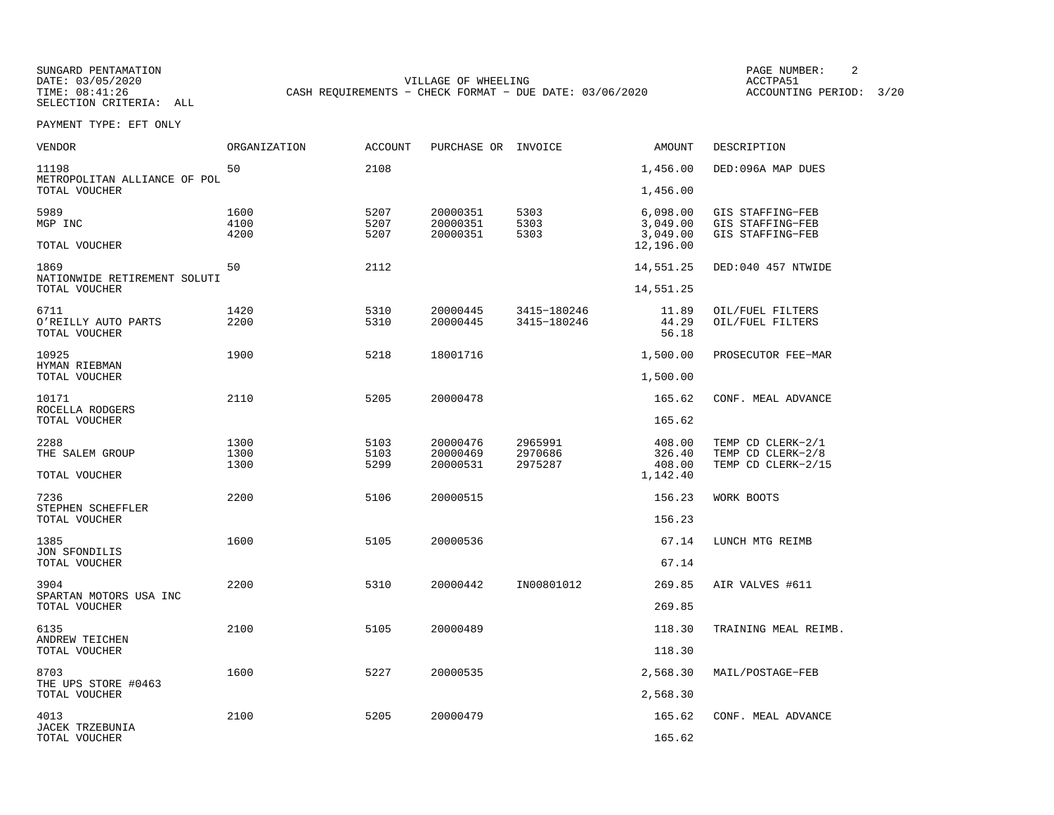SUNGARD PENTAMATION
DATE: 03/05/2020
TIME: 08:41:26
SELECTION CRITERIA: ALL

VILLAGE OF WHEELING
CASH REQUIREMENTS - CHECK FORMAT - DUE DATE: 03/06/2020

PAGE NUMBER: 2
ACCTPA51
ACCOUNTING PERIOD: 3/20

PAYMENT TYPE: EFT ONLY

| VENDOR | ORGANIZATION | ACCOUNT | PURCHASE OR | INVOICE | AMOUNT | DESCRIPTION |
|---|---|---|---|---|---|---|
| 11198 | 50 | 2108 | | | 1,456.00 | DED:096A MAP DUES |
| METROPOLITAN ALLIANCE OF POL | | | | | | |
| TOTAL VOUCHER | | | | | 1,456.00 | |
| 5989 | 1600 | 5207 | 20000351 | 5303 | 6,098.00 | GIS STAFFING-FEB |
| MGP INC | 4100 | 5207 | 20000351 | 5303 | 3,049.00 | GIS STAFFING-FEB |
| | 4200 | 5207 | 20000351 | 5303 | 3,049.00 | GIS STAFFING-FEB |
| TOTAL VOUCHER | | | | | 12,196.00 | |
| 1869 | 50 | 2112 | | | 14,551.25 | DED:040 457 NTWIDE |
| NATIONWIDE RETIREMENT SOLUTI | | | | | | |
| TOTAL VOUCHER | | | | | 14,551.25 | |
| 6711 | 1420 | 5310 | 20000445 | 3415-180246 | 11.89 | OIL/FUEL FILTERS |
| O'REILLY AUTO PARTS | 2200 | 5310 | 20000445 | 3415-180246 | 44.29 | OIL/FUEL FILTERS |
| TOTAL VOUCHER | | | | | 56.18 | |
| 10925 | 1900 | 5218 | 18001716 | | 1,500.00 | PROSECUTOR FEE-MAR |
| HYMAN RIEBMAN | | | | | | |
| TOTAL VOUCHER | | | | | 1,500.00 | |
| 10171 | 2110 | 5205 | 20000478 | | 165.62 | CONF. MEAL ADVANCE |
| ROCELLA RODGERS | | | | | | |
| TOTAL VOUCHER | | | | | 165.62 | |
| 2288 | 1300 | 5103 | 20000476 | 2965991 | 408.00 | TEMP CD CLERK-2/1 |
| THE SALEM GROUP | 1300 | 5103 | 20000469 | 2970686 | 326.40 | TEMP CD CLERK-2/8 |
| | 1300 | 5299 | 20000531 | 2975287 | 408.00 | TEMP CD CLERK-2/15 |
| TOTAL VOUCHER | | | | | 1,142.40 | |
| 7236 | 2200 | 5106 | 20000515 | | 156.23 | WORK BOOTS |
| STEPHEN SCHEFFLER | | | | | | |
| TOTAL VOUCHER | | | | | 156.23 | |
| 1385 | 1600 | 5105 | 20000536 | | 67.14 | LUNCH MTG REIMB |
| JON SFONDILIS | | | | | | |
| TOTAL VOUCHER | | | | | 67.14 | |
| 3904 | 2200 | 5310 | 20000442 | IN00801012 | 269.85 | AIR VALVES #611 |
| SPARTAN MOTORS USA INC | | | | | | |
| TOTAL VOUCHER | | | | | 269.85 | |
| 6135 | 2100 | 5105 | 20000489 | | 118.30 | TRAINING MEAL REIMB. |
| ANDREW TEICHEN | | | | | | |
| TOTAL VOUCHER | | | | | 118.30 | |
| 8703 | 1600 | 5227 | 20000535 | | 2,568.30 | MAIL/POSTAGE-FEB |
| THE UPS STORE #0463 | | | | | | |
| TOTAL VOUCHER | | | | | 2,568.30 | |
| 4013 | 2100 | 5205 | 20000479 | | 165.62 | CONF. MEAL ADVANCE |
| JACEK TRZEBUNIA | | | | | | |
| TOTAL VOUCHER | | | | | 165.62 | |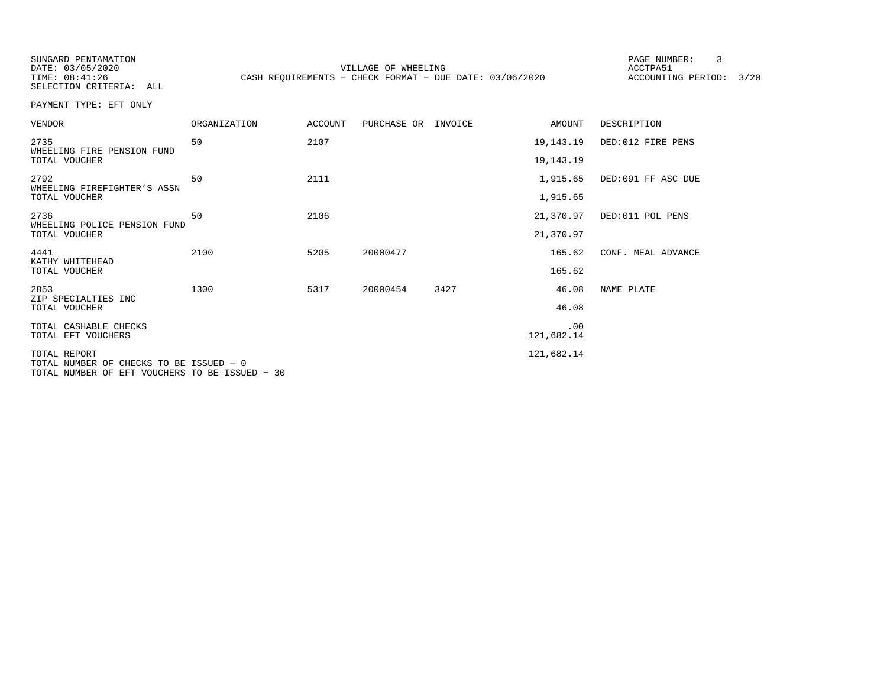SUNGARD PENTAMATION
DATE: 03/05/2020
TIME: 08:41:26
SELECTION CRITERIA: ALL

VILLAGE OF WHEELING
CASH REQUIREMENTS - CHECK FORMAT - DUE DATE: 03/06/2020

ACCTPA51
ACCOUNTING PERIOD: 3/20

PAYMENT TYPE: EFT ONLY

| VENDOR | ORGANIZATION | ACCOUNT | PURCHASE OR | INVOICE | AMOUNT | DESCRIPTION |
|---|---|---|---|---|---|---|
| 2735 WHEELING FIRE PENSION FUND | 50 | 2107 | | | 19,143.19 | DED:012 FIRE PENS |
| TOTAL VOUCHER | | | | | 19,143.19 | |
| 2792 WHEELING FIREFIGHTER'S ASSN | 50 | 2111 | | | 1,915.65 | DED:091 FF ASC DUE |
| TOTAL VOUCHER | | | | | 1,915.65 | |
| 2736 WHEELING POLICE PENSION FUND | 50 | 2106 | | | 21,370.97 | DED:011 POL PENS |
| TOTAL VOUCHER | | | | | 21,370.97 | |
| 4441 KATHY WHITEHEAD | 2100 | 5205 | 20000477 | | 165.62 | CONF. MEAL ADVANCE |
| TOTAL VOUCHER | | | | | 165.62 | |
| 2853 ZIP SPECIALTIES INC | 1300 | 5317 | 20000454 | 3427 | 46.08 | NAME PLATE |
| TOTAL VOUCHER | | | | | 46.08 | |
| TOTAL CASHABLE CHECKS | | | | | .00 | |
| TOTAL EFT VOUCHERS | | | | | 121,682.14 | |
| TOTAL REPORT | | | | | 121,682.14 | |

TOTAL NUMBER OF CHECKS TO BE ISSUED - 0
TOTAL NUMBER OF EFT VOUCHERS TO BE ISSUED - 30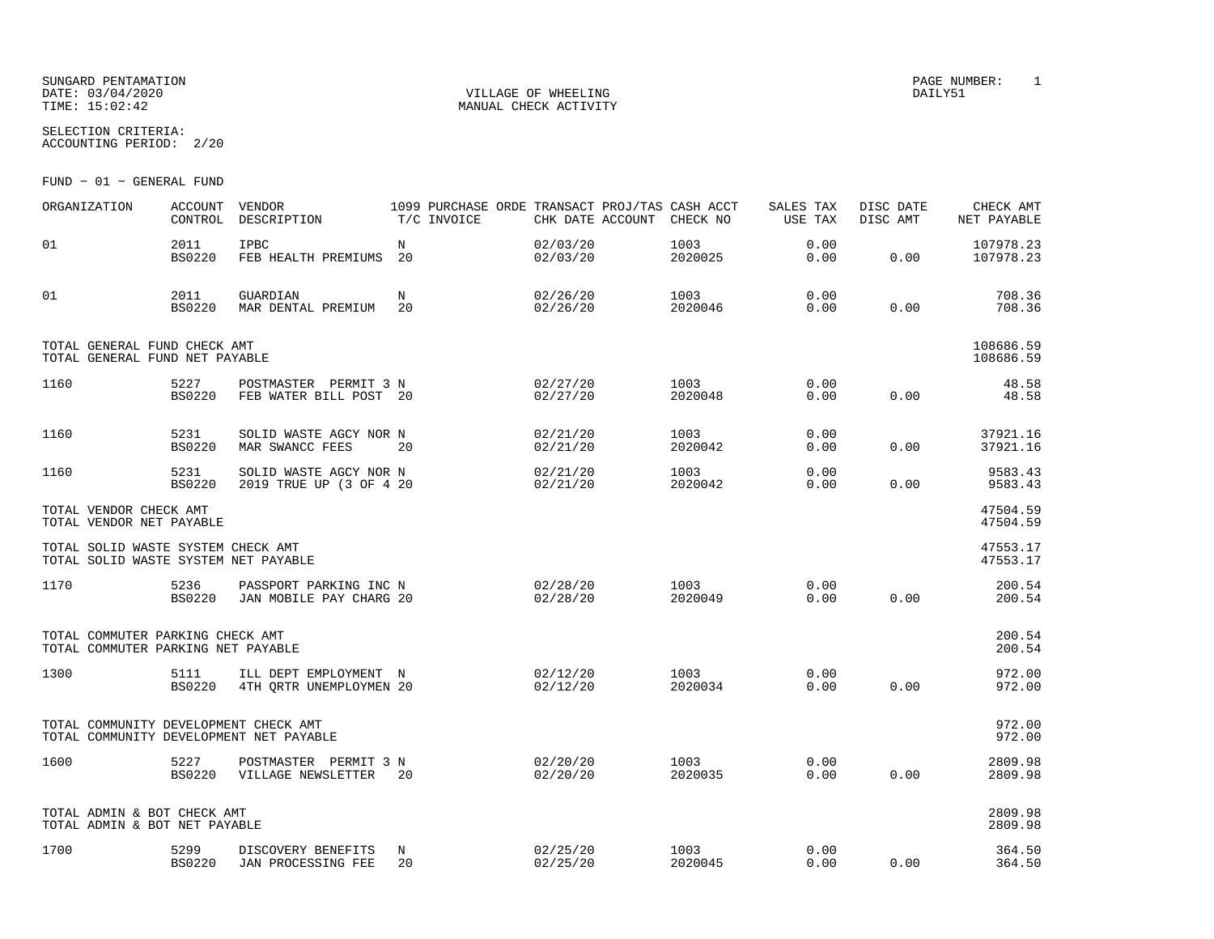SUNGARD PENTAMATION
DATE: 03/04/2020
TIME: 15:02:42

VILLAGE OF WHEELING
MANUAL CHECK ACTIVITY

PAGE NUMBER: 1
DAILY51

SELECTION CRITERIA:
ACCOUNTING PERIOD: 2/20

FUND - 01 - GENERAL FUND

| ORGANIZATION | ACCOUNT CONTROL | VENDOR DESCRIPTION | 1099 T/C | PURCHASE ORDE INVOICE | TRANSACT CHK DATE | PROJ/TAS ACCOUNT | CASH ACCT CHECK NO | SALES TAX USE TAX | DISC DATE DISC AMT | CHECK AMT NET PAYABLE |
|---|---|---|---|---|---|---|---|---|---|---|
| 01 | 2011 BS0220 | IPBC FEB HEALTH PREMIUMS | N 20 | | 02/03/20 02/03/20 | | 1003 2020025 | 0.00 0.00 | 0.00 | 107978.23 107978.23 |
| 01 | 2011 BS0220 | GUARDIAN MAR DENTAL PREMIUM | N 20 | | 02/26/20 02/26/20 | | 1003 2020046 | 0.00 0.00 | 0.00 | 708.36 708.36 |
| TOTAL GENERAL FUND CHECK AMT TOTAL GENERAL FUND NET PAYABLE | | | | | | | | | | 108686.59 108686.59 |
| 1160 | 5227 BS0220 | POSTMASTER PERMIT 3 FEB WATER BILL POST | N 20 | | 02/27/20 02/27/20 | | 1003 2020048 | 0.00 0.00 | 0.00 | 48.58 48.58 |
| 1160 | 5231 BS0220 | SOLID WASTE AGCY NOR MAR SWANCC FEES | N 20 | | 02/21/20 02/21/20 | | 1003 2020042 | 0.00 0.00 | 0.00 | 37921.16 37921.16 |
| 1160 | 5231 BS0220 | SOLID WASTE AGCY NOR 2019 TRUE UP (3 OF 4 | N 20 | | 02/21/20 02/21/20 | | 1003 2020042 | 0.00 0.00 | 0.00 | 9583.43 9583.43 |
| TOTAL VENDOR CHECK AMT TOTAL VENDOR NET PAYABLE | | | | | | | | | | 47504.59 47504.59 |
| TOTAL SOLID WASTE SYSTEM CHECK AMT TOTAL SOLID WASTE SYSTEM NET PAYABLE | | | | | | | | | | 47553.17 47553.17 |
| 1170 | 5236 BS0220 | PASSPORT PARKING INC JAN MOBILE PAY CHARG | N 20 | | 02/28/20 02/28/20 | | 1003 2020049 | 0.00 0.00 | 0.00 | 200.54 200.54 |
| TOTAL COMMUTER PARKING CHECK AMT TOTAL COMMUTER PARKING NET PAYABLE | | | | | | | | | | 200.54 200.54 |
| 1300 | 5111 BS0220 | ILL DEPT EMPLOYMENT 4TH QRTR UNEMPLOYMEN | N 20 | | 02/12/20 02/12/20 | | 1003 2020034 | 0.00 0.00 | 0.00 | 972.00 972.00 |
| TOTAL COMMUNITY DEVELOPMENT CHECK AMT TOTAL COMMUNITY DEVELOPMENT NET PAYABLE | | | | | | | | | | 972.00 972.00 |
| 1600 | 5227 BS0220 | POSTMASTER PERMIT 3 VILLAGE NEWSLETTER | N 20 | | 02/20/20 02/20/20 | | 1003 2020035 | 0.00 0.00 | 0.00 | 2809.98 2809.98 |
| TOTAL ADMIN & BOT CHECK AMT TOTAL ADMIN & BOT NET PAYABLE | | | | | | | | | | 2809.98 2809.98 |
| 1700 | 5299 BS0220 | DISCOVERY BENEFITS JAN PROCESSING FEE | N 20 | | 02/25/20 02/25/20 | | 1003 2020045 | 0.00 0.00 | 0.00 | 364.50 364.50 |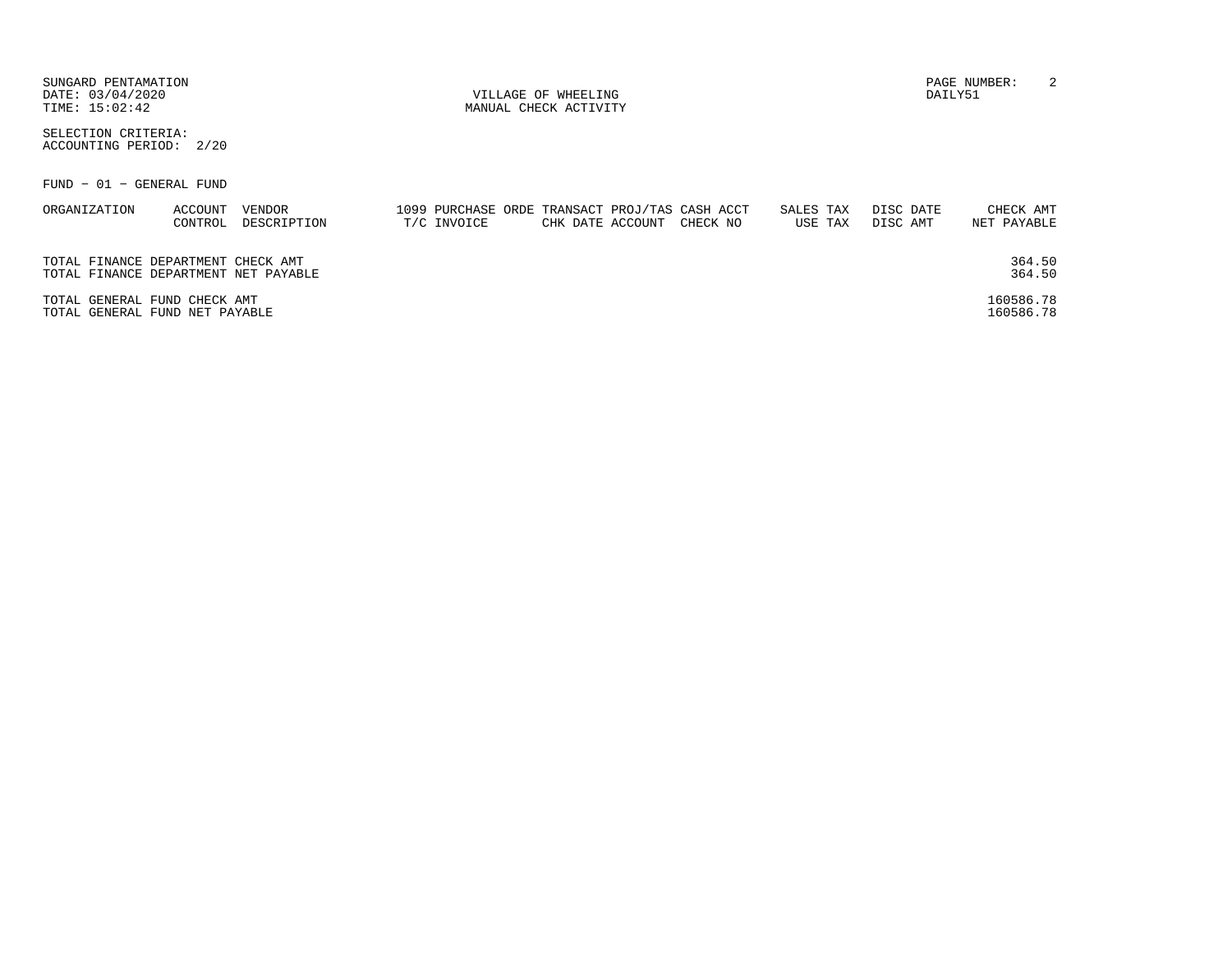SUNGARD PENTAMATION
DATE: 03/04/2020
TIME: 15:02:42

VILLAGE OF WHEELING
MANUAL CHECK ACTIVITY

DAILY51

SELECTION CRITERIA:
ACCOUNTING PERIOD: 2/20

FUND − 01 − GENERAL FUND

| ORGANIZATION | ACCOUNT CONTROL | VENDOR DESCRIPTION | 1099 T/C | PURCHASE ORDE INVOICE | TRANSACT CHK DATE | PROJ/TAS ACCOUNT | CASH ACCT CHECK NO | SALES TAX USE TAX | DISC DATE DISC AMT | CHECK AMT NET PAYABLE |
|---|---|---|---|---|---|---|---|---|---|---|
| TOTAL FINANCE DEPARTMENT CHECK AMT | | | | | | | | | | 364.50 |
| TOTAL FINANCE DEPARTMENT NET PAYABLE | | | | | | | | | | 364.50 |
| TOTAL GENERAL FUND CHECK AMT | | | | | | | | | | 160586.78 |
| TOTAL GENERAL FUND NET PAYABLE | | | | | | | | | | 160586.78 |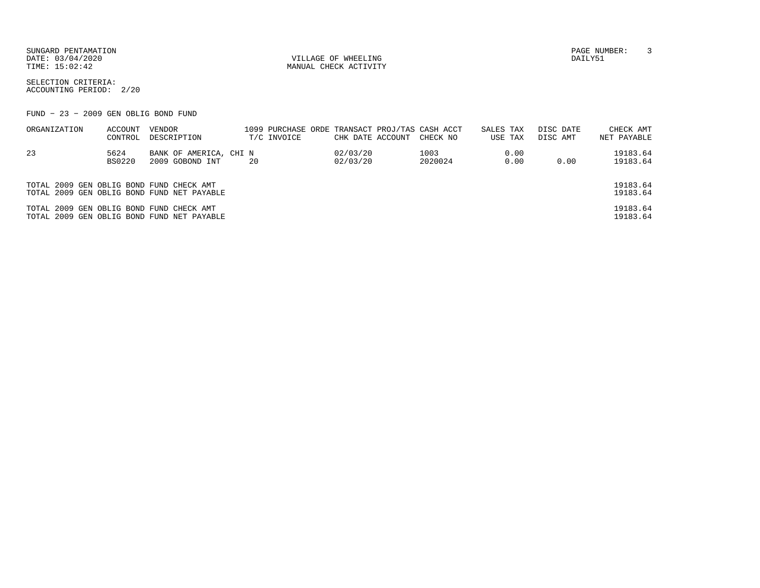SUNGARD PENTAMATION
DATE: 03/04/2020
TIME: 15:02:42

VILLAGE OF WHEELING
MANUAL CHECK ACTIVITY

PAGE NUMBER: 3
DAILY51

SELECTION CRITERIA:
ACCOUNTING PERIOD: 2/20

FUND - 23 - 2009 GEN OBLIG BOND FUND

| ORGANIZATION | ACCOUNT CONTROL | VENDOR DESCRIPTION | 1099 T/C | PURCHASE ORDE INVOICE | TRANSACT CHK DATE | PROJ/TAS ACCOUNT | CASH ACCT CHECK NO | SALES TAX USE TAX | DISC DATE DISC AMT | CHECK AMT NET PAYABLE |
|---|---|---|---|---|---|---|---|---|---|---|
| 23 | 5624 | BANK OF AMERICA, CHI | N | | 02/03/20 | | 1003 | 0.00 | | 19183.64 |
| | BS0220 | 2009 GOBOND INT | 20 | | 02/03/20 | | 2020024 | 0.00 | 0.00 | 19183.64 |

TOTAL 2009 GEN OBLIG BOND FUND CHECK AMT 19183.64
TOTAL 2009 GEN OBLIG BOND FUND NET PAYABLE 19183.64

TOTAL 2009 GEN OBLIG BOND FUND CHECK AMT 19183.64
TOTAL 2009 GEN OBLIG BOND FUND NET PAYABLE 19183.64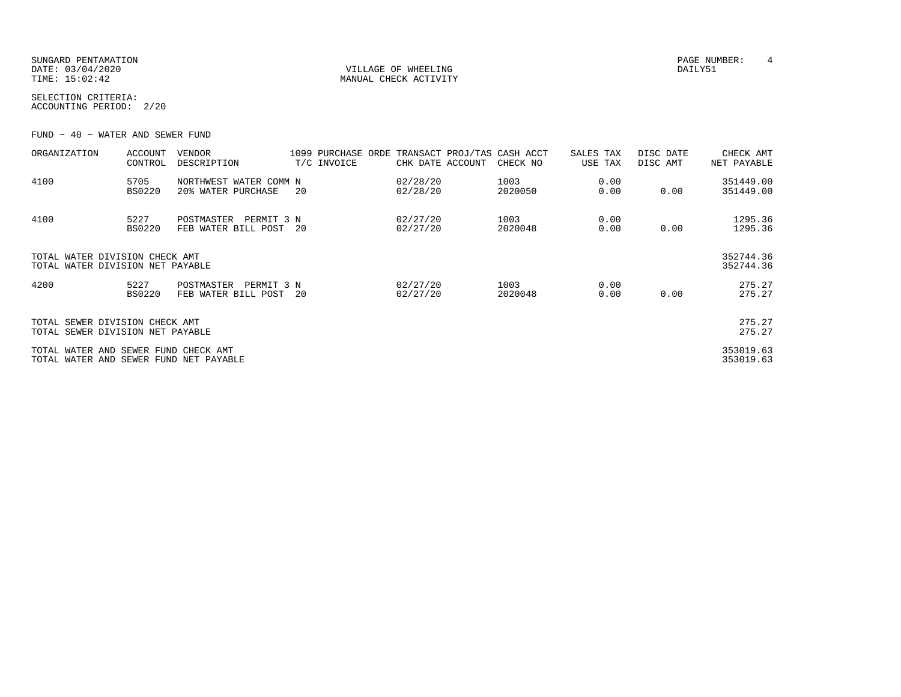SUNGARD PENTAMATION
DATE: 03/04/2020
TIME: 15:02:42

VILLAGE OF WHEELING
MANUAL CHECK ACTIVITY

PAGE NUMBER: 4
DAILY51

SELECTION CRITERIA:
ACCOUNTING PERIOD: 2/20

FUND - 40 - WATER AND SEWER FUND

| ORGANIZATION | ACCOUNT CONTROL | VENDOR DESCRIPTION | 1099 PURCHASE ORDE T/C INVOICE | TRANSACT PROJ/TAS CHK DATE ACCOUNT | CASH ACCT CHECK NO | SALES TAX USE TAX | DISC DATE DISC AMT | CHECK AMT NET PAYABLE |
|---|---|---|---|---|---|---|---|---|
| 4100 | 5705<br>BS0220 | NORTHWEST WATER COMM<br>20% WATER PURCHASE | N<br>20 | 02/28/20<br>02/28/20 | 1003<br>2020050 | 0.00<br>0.00 | <br>0.00 | 351449.00<br>351449.00 |
| 4100 | 5227<br>BS0220 | POSTMASTER PERMIT 3<br>FEB WATER BILL POST | N<br>20 | 02/27/20<br>02/27/20 | 1003<br>2020048 | 0.00<br>0.00 | <br>0.00 | 1295.36<br>1295.36 |
| TOTAL WATER DIVISION CHECK AMT<br>TOTAL WATER DIVISION NET PAYABLE | | | | | | | | 352744.36<br>352744.36 |
| 4200 | 5227<br>BS0220 | POSTMASTER PERMIT 3<br>FEB WATER BILL POST | N<br>20 | 02/27/20<br>02/27/20 | 1003<br>2020048 | 0.00<br>0.00 | <br>0.00 | 275.27<br>275.27 |
| TOTAL SEWER DIVISION CHECK AMT<br>TOTAL SEWER DIVISION NET PAYABLE | | | | | | | | 275.27<br>275.27 |
| TOTAL WATER AND SEWER FUND CHECK AMT<br>TOTAL WATER AND SEWER FUND NET PAYABLE | | | | | | | | 353019.63<br>353019.63 |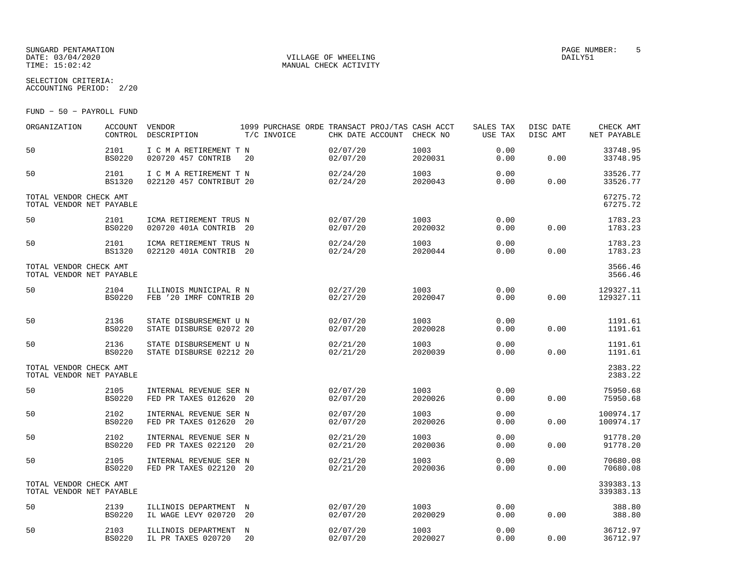SUNGARD PENTAMATION
DATE: 03/04/2020
TIME: 15:02:42

VILLAGE OF WHEELING
MANUAL CHECK ACTIVITY

PAGE NUMBER: 5
DAILY51

SELECTION CRITERIA:
ACCOUNTING PERIOD: 2/20

FUND - 50 - PAYROLL FUND

| ORGANIZATION | ACCOUNT CONTROL | VENDOR DESCRIPTION | 1099 T/C | PURCHASE ORDE INVOICE | TRANSACT CHK DATE | PROJ/TAS ACCOUNT | CASH ACCT CHECK NO | SALES TAX USE TAX | DISC DATE DISC AMT | CHECK AMT NET PAYABLE |
|---|---|---|---|---|---|---|---|---|---|---|
| 50 | 2101 BS0220 | I C M A RETIREMENT T 020720 457 CONTRIB | N 20 | | 02/07/20 02/07/20 | | 1003 2020031 | 0.00 0.00 | 0.00 | 33748.95 33748.95 |
| 50 | 2101 BS1320 | I C M A RETIREMENT T 022120 457 CONTRIBUT | N 20 | | 02/24/20 02/24/20 | | 1003 2020043 | 0.00 0.00 | 0.00 | 33526.77 33526.77 |
| TOTAL VENDOR CHECK AMT TOTAL VENDOR NET PAYABLE | | | | | | | | | | 67275.72 67275.72 |
| 50 | 2101 BS0220 | ICMA RETIREMENT TRUS 020720 401A CONTRIB | N 20 | | 02/07/20 02/07/20 | | 1003 2020032 | 0.00 0.00 | 0.00 | 1783.23 1783.23 |
| 50 | 2101 BS1320 | ICMA RETIREMENT TRUS 022120 401A CONTRIB | N 20 | | 02/24/20 02/24/20 | | 1003 2020044 | 0.00 0.00 | 0.00 | 1783.23 1783.23 |
| TOTAL VENDOR CHECK AMT TOTAL VENDOR NET PAYABLE | | | | | | | | | | 3566.46 3566.46 |
| 50 | 2104 BS0220 | ILLINOIS MUNICIPAL R FEB '20 IMRF CONTRIB | N 20 | | 02/27/20 02/27/20 | | 1003 2020047 | 0.00 0.00 | 0.00 | 129327.11 129327.11 |
| 50 | 2136 BS0220 | STATE DISBURSEMENT U STATE DISBURSE 02072 | N 20 | | 02/07/20 02/07/20 | | 1003 2020028 | 0.00 0.00 | 0.00 | 1191.61 1191.61 |
| 50 | 2136 BS0220 | STATE DISBURSEMENT U STATE DISBURSE 02212 | N 20 | | 02/21/20 02/21/20 | | 1003 2020039 | 0.00 0.00 | 0.00 | 1191.61 1191.61 |
| TOTAL VENDOR CHECK AMT TOTAL VENDOR NET PAYABLE | | | | | | | | | | 2383.22 2383.22 |
| 50 | 2105 BS0220 | INTERNAL REVENUE SER FED PR TAXES 012620 | N 20 | | 02/07/20 02/07/20 | | 1003 2020026 | 0.00 0.00 | 0.00 | 75950.68 75950.68 |
| 50 | 2102 BS0220 | INTERNAL REVENUE SER FED PR TAXES 012620 | N 20 | | 02/07/20 02/07/20 | | 1003 2020026 | 0.00 0.00 | 0.00 | 100974.17 100974.17 |
| 50 | 2102 BS0220 | INTERNAL REVENUE SER FED PR TAXES 022120 | N 20 | | 02/21/20 02/21/20 | | 1003 2020036 | 0.00 0.00 | 0.00 | 91778.20 91778.20 |
| 50 | 2105 BS0220 | INTERNAL REVENUE SER FED PR TAXES 022120 | N 20 | | 02/21/20 02/21/20 | | 1003 2020036 | 0.00 0.00 | 0.00 | 70680.08 70680.08 |
| TOTAL VENDOR CHECK AMT TOTAL VENDOR NET PAYABLE | | | | | | | | | | 339383.13 339383.13 |
| 50 | 2139 BS0220 | ILLINOIS DEPARTMENT IL WAGE LEVY 020720 | N 20 | | 02/07/20 02/07/20 | | 1003 2020029 | 0.00 0.00 | 0.00 | 388.80 388.80 |
| 50 | 2103 BS0220 | ILLINOIS DEPARTMENT IL PR TAXES 020720 | N 20 | | 02/07/20 02/07/20 | | 1003 2020027 | 0.00 0.00 | 0.00 | 36712.97 36712.97 |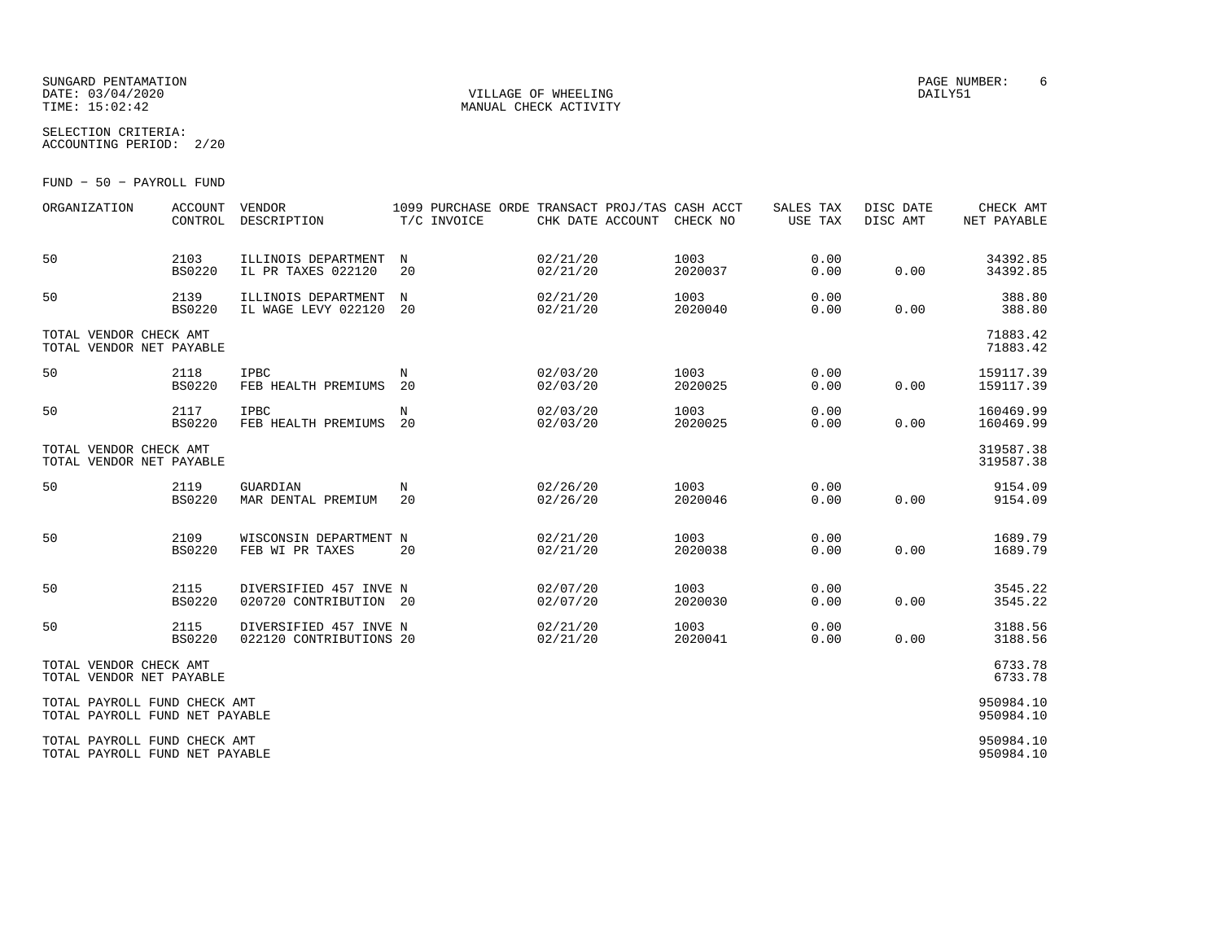VILLAGE OF WHEELING
MANUAL CHECK ACTIVITY

SUNGARD PENTAMATION
DATE: 03/04/2020
TIME: 15:02:42

SELECTION CRITERIA:
ACCOUNTING PERIOD: 2/20

FUND - 50 - PAYROLL FUND

| ORGANIZATION | ACCOUNT CONTROL | VENDOR DESCRIPTION | 1099 T/C | PURCHASE ORDE INVOICE | TRANSACT CHK DATE | PROJ/TAS ACCOUNT | CASH ACCT CHECK NO | SALES TAX USE TAX | DISC DATE DISC AMT | CHECK AMT NET PAYABLE |
|---|---|---|---|---|---|---|---|---|---|---|
| 50 | 2103<br>BS0220 | ILLINOIS DEPARTMENT<br>IL PR TAXES 022120 | N<br>20 | | 02/21/20<br>02/21/20 | | 1003<br>2020037 | 0.00<br>0.00 | <br>0.00 | 34392.85<br>34392.85 |
| 50 | 2139<br>BS0220 | ILLINOIS DEPARTMENT<br>IL WAGE LEVY 022120 | N<br>20 | | 02/21/20<br>02/21/20 | | 1003<br>2020040 | 0.00<br>0.00 | <br>0.00 | 388.80<br>388.80 |
| TOTAL VENDOR CHECK AMT<br>TOTAL VENDOR NET PAYABLE | | | | | | | | | | 71883.42<br>71883.42 |
| 50 | 2118<br>BS0220 | IPBC<br>FEB HEALTH PREMIUMS | N<br>20 | | 02/03/20<br>02/03/20 | | 1003<br>2020025 | 0.00<br>0.00 | <br>0.00 | 159117.39<br>159117.39 |
| 50 | 2117<br>BS0220 | IPBC<br>FEB HEALTH PREMIUMS | N<br>20 | | 02/03/20<br>02/03/20 | | 1003<br>2020025 | 0.00<br>0.00 | <br>0.00 | 160469.99<br>160469.99 |
| TOTAL VENDOR CHECK AMT<br>TOTAL VENDOR NET PAYABLE | | | | | | | | | | 319587.38<br>319587.38 |
| 50 | 2119<br>BS0220 | GUARDIAN<br>MAR DENTAL PREMIUM | N<br>20 | | 02/26/20<br>02/26/20 | | 1003<br>2020046 | 0.00<br>0.00 | <br>0.00 | 9154.09<br>9154.09 |
| 50 | 2109<br>BS0220 | WISCONSIN DEPARTMENT<br>FEB WI PR TAXES | N<br>20 | | 02/21/20<br>02/21/20 | | 1003<br>2020038 | 0.00<br>0.00 | <br>0.00 | 1689.79<br>1689.79 |
| 50 | 2115<br>BS0220 | DIVERSIFIED 457 INVE<br>020720 CONTRIBUTION | N<br>20 | | 02/07/20<br>02/07/20 | | 1003<br>2020030 | 0.00<br>0.00 | <br>0.00 | 3545.22<br>3545.22 |
| 50 | 2115<br>BS0220 | DIVERSIFIED 457 INVE<br>022120 CONTRIBUTIONS | N<br>20 | | 02/21/20<br>02/21/20 | | 1003<br>2020041 | 0.00<br>0.00 | <br>0.00 | 3188.56<br>3188.56 |
| TOTAL VENDOR CHECK AMT<br>TOTAL VENDOR NET PAYABLE | | | | | | | | | | 6733.78<br>6733.78 |
| TOTAL PAYROLL FUND CHECK AMT<br>TOTAL PAYROLL FUND NET PAYABLE | | | | | | | | | | 950984.10<br>950984.10 |
| TOTAL PAYROLL FUND CHECK AMT<br>TOTAL PAYROLL FUND NET PAYABLE | | | | | | | | | | 950984.10<br>950984.10 |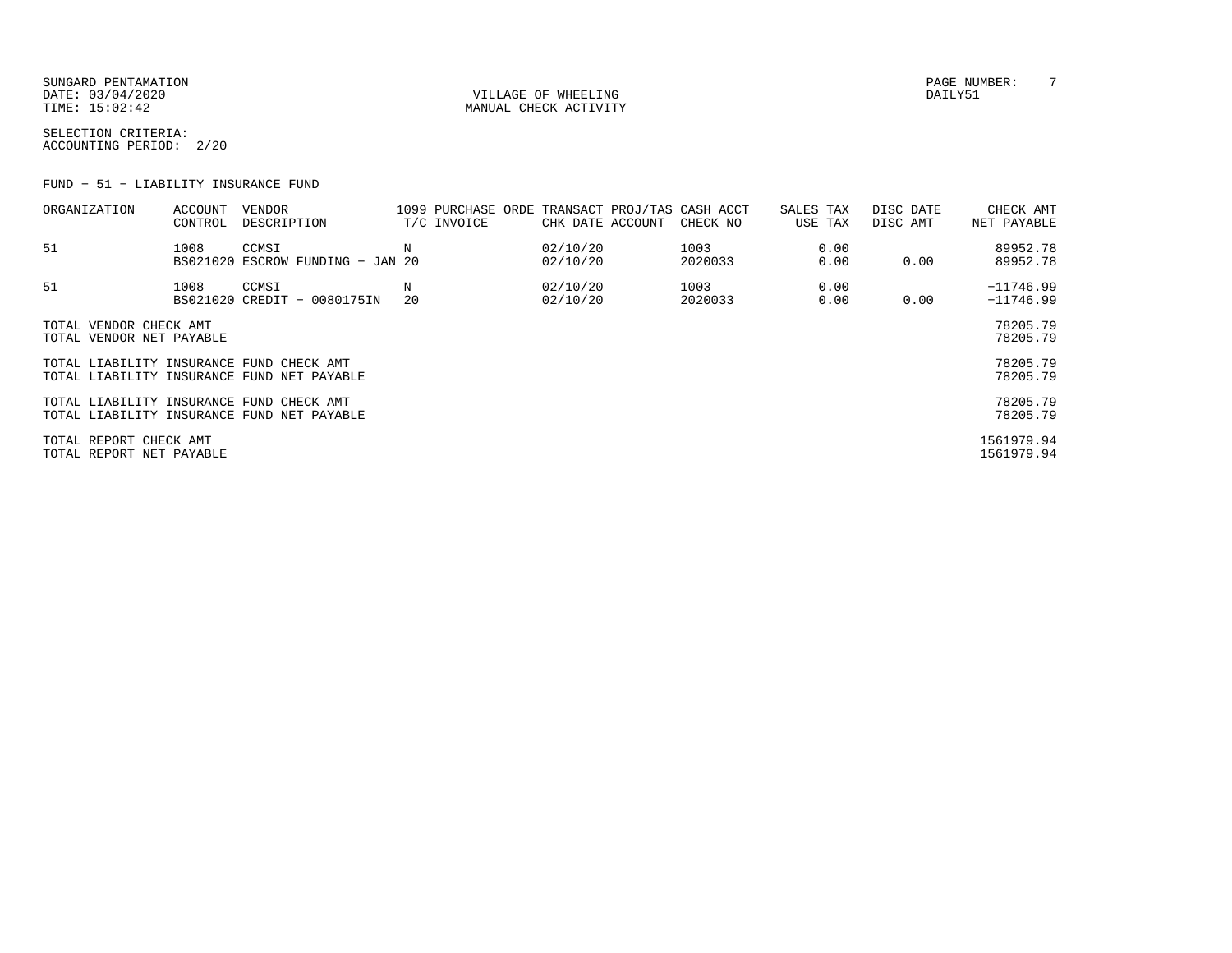SUNGARD PENTAMATION
DATE: 03/04/2020
TIME: 15:02:42

VILLAGE OF WHEELING
MANUAL CHECK ACTIVITY

DAILY51

SELECTION CRITERIA:
ACCOUNTING PERIOD: 2/20

FUND - 51 - LIABILITY INSURANCE FUND

| ORGANIZATION | ACCOUNT CONTROL | VENDOR DESCRIPTION | 1099 T/C | PURCHASE ORDE INVOICE | TRANSACT CHK DATE | PROJ/TAS ACCOUNT | CASH ACCT CHECK NO | SALES TAX USE TAX | DISC DATE DISC AMT | CHECK AMT NET PAYABLE |
|---|---|---|---|---|---|---|---|---|---|---|
| 51 | 1008 BS021020 | CCMSI ESCROW FUNDING - JAN 20 | N | | 02/10/20 02/10/20 | | 1003 2020033 | 0.00 0.00 | 0.00 | 89952.78 89952.78 |
| 51 | 1008 BS021020 | CCMSI CREDIT - 0080175IN | N 20 | | 02/10/20 02/10/20 | | 1003 2020033 | 0.00 0.00 | 0.00 | -11746.99 -11746.99 |

| | |
|---|---|
| TOTAL VENDOR CHECK AMT | 78205.79 |
| TOTAL VENDOR NET PAYABLE | 78205.79 |
| TOTAL LIABILITY INSURANCE FUND CHECK AMT | 78205.79 |
| TOTAL LIABILITY INSURANCE FUND NET PAYABLE | 78205.79 |
| TOTAL LIABILITY INSURANCE FUND CHECK AMT | 78205.79 |
| TOTAL LIABILITY INSURANCE FUND NET PAYABLE | 78205.79 |
| TOTAL REPORT CHECK AMT | 1561979.94 |
| TOTAL REPORT NET PAYABLE | 1561979.94 |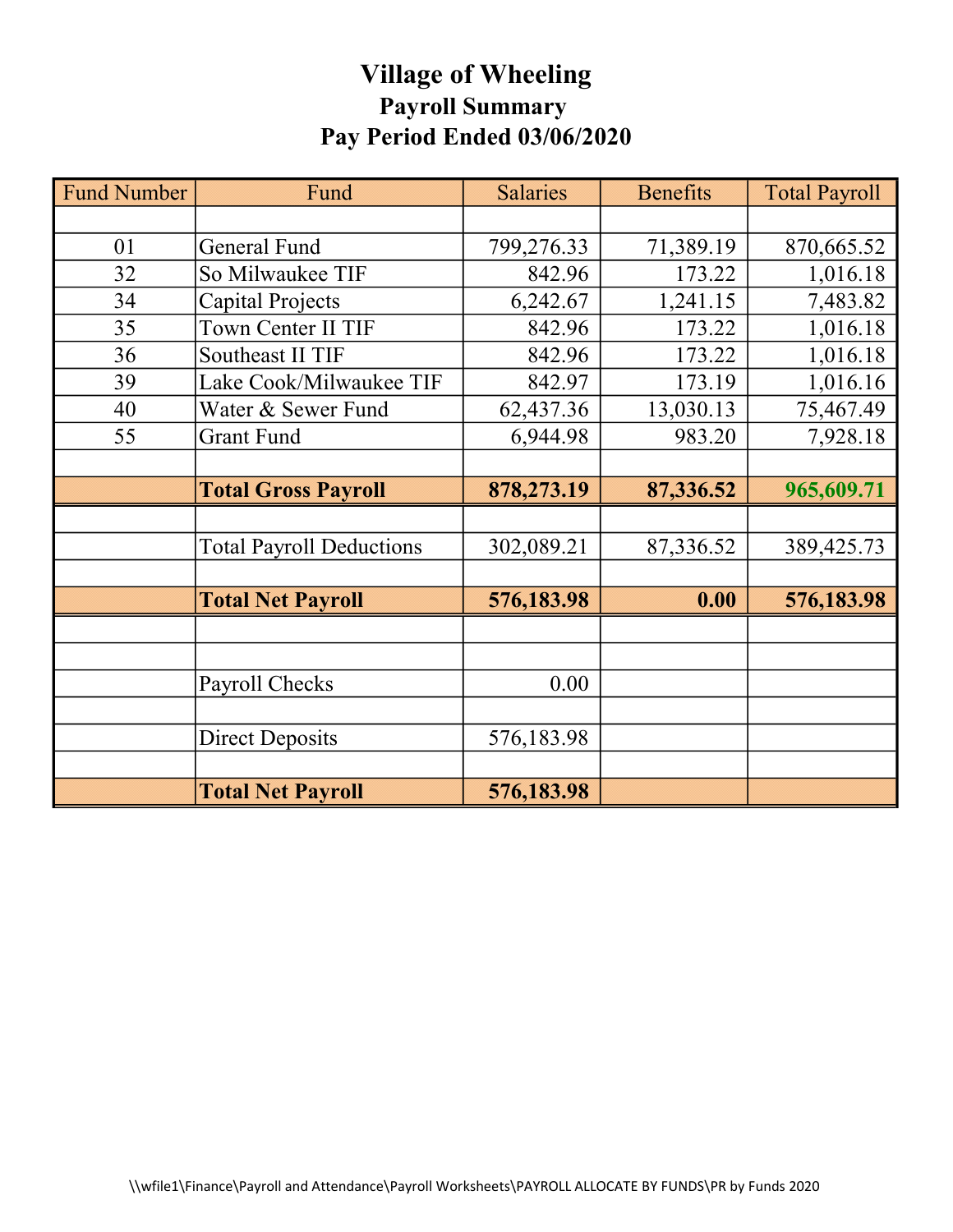# Village of Wheeling
## Payroll Summary
## Pay Period Ended 03/06/2020

| Fund Number | Fund | Salaries | Benefits | Total Payroll |
|---|---|---|---|---|
| | | | | |
| 01 | General Fund | 799,276.33 | 71,389.19 | 870,665.52 |
| 32 | So Milwaukee TIF | 842.96 | 173.22 | 1,016.18 |
| 34 | Capital Projects | 6,242.67 | 1,241.15 | 7,483.82 |
| 35 | Town Center II TIF | 842.96 | 173.22 | 1,016.18 |
| 36 | Southeast II TIF | 842.96 | 173.22 | 1,016.18 |
| 39 | Lake Cook/Milwaukee TIF | 842.97 | 173.19 | 1,016.16 |
| 40 | Water & Sewer Fund | 62,437.36 | 13,030.13 | 75,467.49 |
| 55 | Grant Fund | 6,944.98 | 983.20 | 7,928.18 |
| | | | | |
| | **Total Gross Payroll** | **878,273.19** | **87,336.52** | **965,609.71** |
| | | | | |
| | Total Payroll Deductions | 302,089.21 | 87,336.52 | 389,425.73 |
| | | | | |
| | **Total Net Payroll** | **576,183.98** | **0.00** | **576,183.98** |
| | | | | |
| | | | | |
| | Payroll Checks | 0.00 | | |
| | | | | |
| | Direct Deposits | 576,183.98 | | |
| | | | | |
| | **Total Net Payroll** | **576,183.98** | | |

\\wfile1\Finance\Payroll and Attendance\Payroll Worksheets\PAYROLL ALLOCATE BY FUNDS\PR by Funds 2020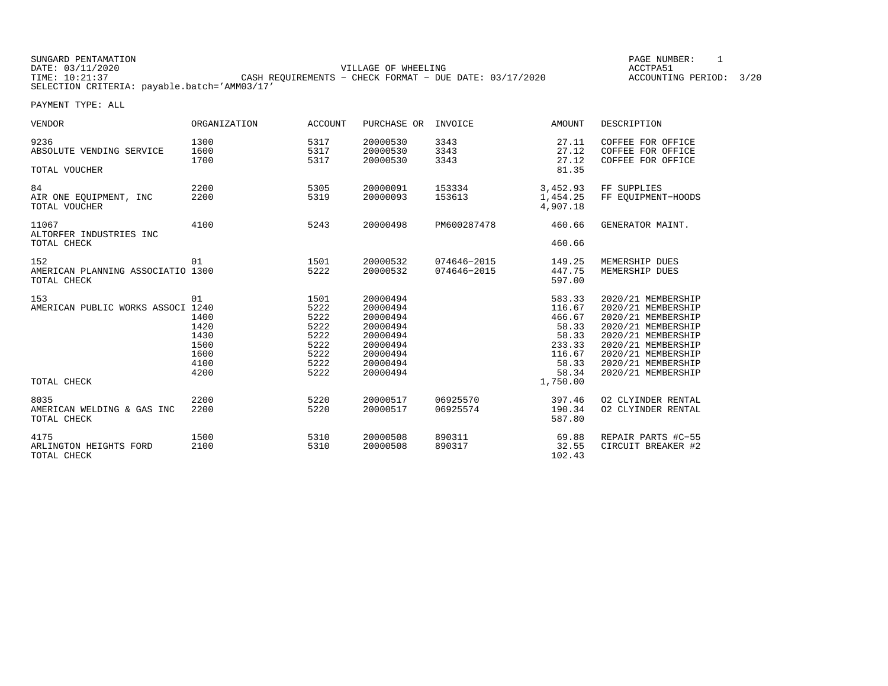SUNGARD PENTAMATION
DATE: 03/11/2020
TIME: 10:21:37
SELECTION CRITERIA: payable.batch='AMM03/17'

VILLAGE OF WHEELING
CASH REQUIREMENTS - CHECK FORMAT - DUE DATE: 03/17/2020

PAGE NUMBER: 1
ACCTPA51
ACCOUNTING PERIOD: 3/20

PAYMENT TYPE: ALL

| VENDOR | ORGANIZATION | ACCOUNT | PURCHASE OR | INVOICE | AMOUNT | DESCRIPTION |
|---|---|---|---|---|---|---|
| 9236 | 1300 | 5317 | 20000530 | 3343 | 27.11 | COFFEE FOR OFFICE |
| ABSOLUTE VENDING SERVICE | 1600 | 5317 | 20000530 | 3343 | 27.12 | COFFEE FOR OFFICE |
| | 1700 | 5317 | 20000530 | 3343 | 27.12 | COFFEE FOR OFFICE |
| TOTAL VOUCHER | | | | | 81.35 | |
| 84 | 2200 | 5305 | 20000091 | 153334 | 3,452.93 | FF SUPPLIES |
| AIR ONE EQUIPMENT, INC | 2200 | 5319 | 20000093 | 153613 | 1,454.25 | FF EQUIPMENT-HOODS |
| TOTAL VOUCHER | | | | | 4,907.18 | |
| 11067 | 4100 | 5243 | 20000498 | PM600287478 | 460.66 | GENERATOR MAINT. |
| ALTORFER INDUSTRIES INC | | | | | | |
| TOTAL CHECK | | | | | 460.66 | |
| 152 | 01 | 1501 | 20000532 | 074646-2015 | 149.25 | MEMERSHIP DUES |
| AMERICAN PLANNING ASSOCIATIO | 1300 | 5222 | 20000532 | 074646-2015 | 447.75 | MEMERSHIP DUES |
| TOTAL CHECK | | | | | 597.00 | |
| 153 | 01 | 1501 | 20000494 | | 583.33 | 2020/21 MEMBERSHIP |
| AMERICAN PUBLIC WORKS ASSOCI | 1240 | 5222 | 20000494 | | 116.67 | 2020/21 MEMBERSHIP |
| | 1400 | 5222 | 20000494 | | 466.67 | 2020/21 MEMBERSHIP |
| | 1420 | 5222 | 20000494 | | 58.33 | 2020/21 MEMBERSHIP |
| | 1430 | 5222 | 20000494 | | 58.33 | 2020/21 MEMBERSHIP |
| | 1500 | 5222 | 20000494 | | 233.33 | 2020/21 MEMBERSHIP |
| | 1600 | 5222 | 20000494 | | 116.67 | 2020/21 MEMBERSHIP |
| | 4100 | 5222 | 20000494 | | 58.33 | 2020/21 MEMBERSHIP |
| | 4200 | 5222 | 20000494 | | 58.34 | 2020/21 MEMBERSHIP |
| TOTAL CHECK | | | | | 1,750.00 | |
| 8035 | 2200 | 5220 | 20000517 | 06925570 | 397.46 | O2 CLYINDER RENTAL |
| AMERICAN WELDING & GAS INC | 2200 | 5220 | 20000517 | 06925574 | 190.34 | O2 CLYINDER RENTAL |
| TOTAL CHECK | | | | | 587.80 | |
| 4175 | 1500 | 5310 | 20000508 | 890311 | 69.88 | REPAIR PARTS #C-55 |
| ARLINGTON HEIGHTS FORD | 2100 | 5310 | 20000508 | 890317 | 32.55 | CIRCUIT BREAKER #2 |
| TOTAL CHECK | | | | | 102.43 | |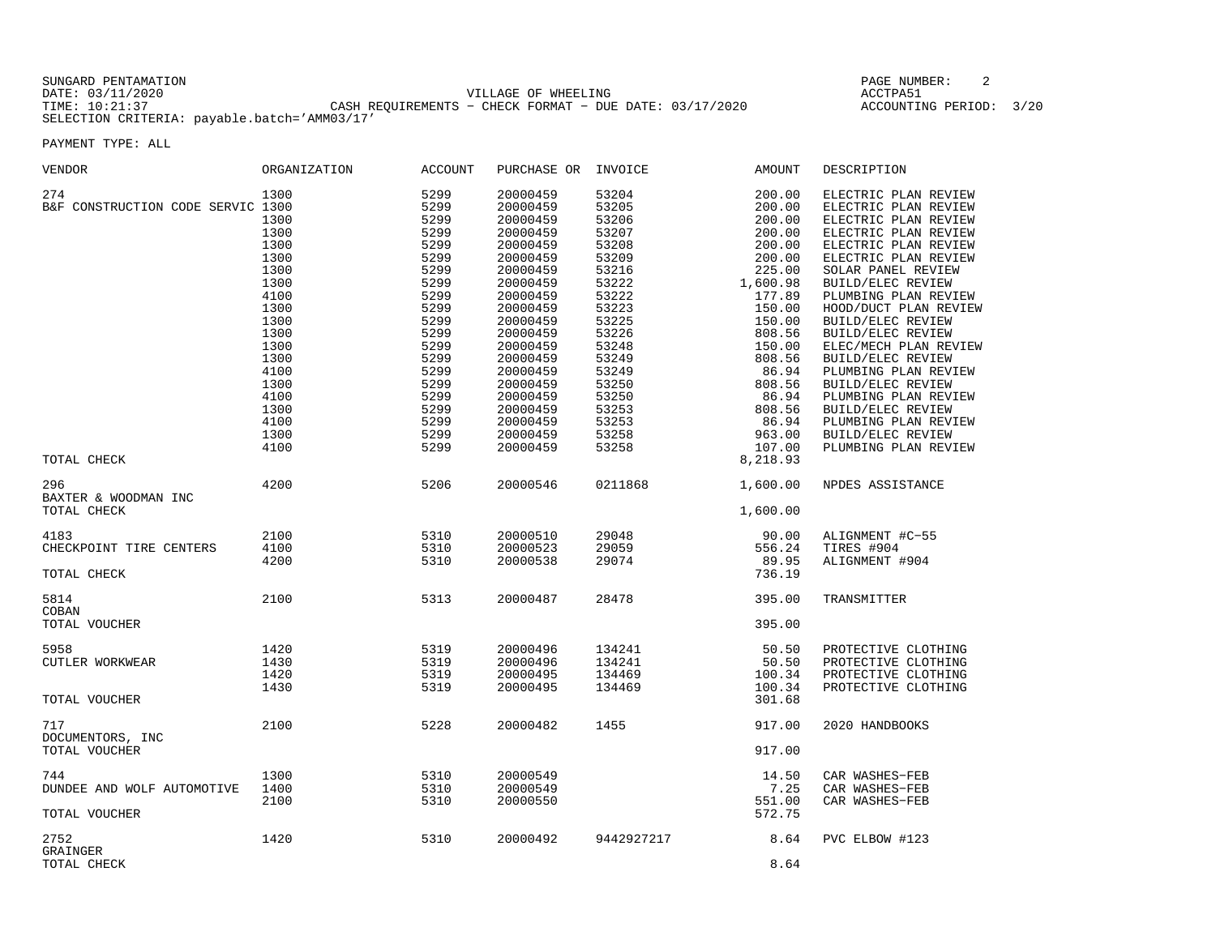SUNGARD PENTAMATION
DATE: 03/11/2020
TIME: 10:21:37
SELECTION CRITERIA: payable.batch='AMM03/17'

VILLAGE OF WHEELING
CASH REQUIREMENTS - CHECK FORMAT - DUE DATE: 03/17/2020

ACCTPA51
ACCOUNTING PERIOD: 3/20

PAYMENT TYPE: ALL

| VENDOR | ORGANIZATION | ACCOUNT | PURCHASE OR | INVOICE | AMOUNT | DESCRIPTION |
|---|---|---|---|---|---|---|
| 274 | 1300 | 5299 | 20000459 | 53204 | 200.00 | ELECTRIC PLAN REVIEW |
| B&F CONSTRUCTION CODE SERVIC | 1300 | 5299 | 20000459 | 53205 | 200.00 | ELECTRIC PLAN REVIEW |
| | 1300 | 5299 | 20000459 | 53206 | 200.00 | ELECTRIC PLAN REVIEW |
| | 1300 | 5299 | 20000459 | 53207 | 200.00 | ELECTRIC PLAN REVIEW |
| | 1300 | 5299 | 20000459 | 53208 | 200.00 | ELECTRIC PLAN REVIEW |
| | 1300 | 5299 | 20000459 | 53209 | 200.00 | ELECTRIC PLAN REVIEW |
| | 1300 | 5299 | 20000459 | 53216 | 225.00 | SOLAR PANEL REVIEW |
| | 1300 | 5299 | 20000459 | 53222 | 1,600.98 | BUILD/ELEC REVIEW |
| | 4100 | 5299 | 20000459 | 53222 | 177.89 | PLUMBING PLAN REVIEW |
| | 1300 | 5299 | 20000459 | 53223 | 150.00 | HOOD/DUCT PLAN REVIEW |
| | 1300 | 5299 | 20000459 | 53225 | 150.00 | BUILD/ELEC REVIEW |
| | 1300 | 5299 | 20000459 | 53226 | 808.56 | BUILD/ELEC REVIEW |
| | 1300 | 5299 | 20000459 | 53248 | 150.00 | ELEC/MECH PLAN REVIEW |
| | 1300 | 5299 | 20000459 | 53249 | 808.56 | BUILD/ELEC REVIEW |
| | 4100 | 5299 | 20000459 | 53249 | 86.94 | PLUMBING PLAN REVIEW |
| | 1300 | 5299 | 20000459 | 53250 | 808.56 | BUILD/ELEC REVIEW |
| | 4100 | 5299 | 20000459 | 53250 | 86.94 | PLUMBING PLAN REVIEW |
| | 1300 | 5299 | 20000459 | 53253 | 808.56 | BUILD/ELEC REVIEW |
| | 4100 | 5299 | 20000459 | 53253 | 86.94 | PLUMBING PLAN REVIEW |
| | 1300 | 5299 | 20000459 | 53258 | 963.00 | BUILD/ELEC REVIEW |
| | 4100 | 5299 | 20000459 | 53258 | 107.00 | PLUMBING PLAN REVIEW |
| TOTAL CHECK | | | | | 8,218.93 | |
| 296 | 4200 | 5206 | 20000546 | 0211868 | 1,600.00 | NPDES ASSISTANCE |
| BAXTER & WOODMAN INC | | | | | | |
| TOTAL CHECK | | | | | 1,600.00 | |
| 4183 | 2100 | 5310 | 20000510 | 29048 | 90.00 | ALIGNMENT #C-55 |
| CHECKPOINT TIRE CENTERS | 4100 | 5310 | 20000523 | 29059 | 556.24 | TIRES #904 |
| | 4200 | 5310 | 20000538 | 29074 | 89.95 | ALIGNMENT #904 |
| TOTAL CHECK | | | | | 736.19 | |
| 5814 | 2100 | 5313 | 20000487 | 28478 | 395.00 | TRANSMITTER |
| COBAN | | | | | | |
| TOTAL VOUCHER | | | | | 395.00 | |
| 5958 | 1420 | 5319 | 20000496 | 134241 | 50.50 | PROTECTIVE CLOTHING |
| CUTLER WORKWEAR | 1430 | 5319 | 20000496 | 134241 | 50.50 | PROTECTIVE CLOTHING |
| | 1420 | 5319 | 20000495 | 134469 | 100.34 | PROTECTIVE CLOTHING |
| | 1430 | 5319 | 20000495 | 134469 | 100.34 | PROTECTIVE CLOTHING |
| TOTAL VOUCHER | | | | | 301.68 | |
| 717 | 2100 | 5228 | 20000482 | 1455 | 917.00 | 2020 HANDBOOKS |
| DOCUMENTORS, INC | | | | | | |
| TOTAL VOUCHER | | | | | 917.00 | |
| 744 | 1300 | 5310 | 20000549 | | 14.50 | CAR WASHES-FEB |
| DUNDEE AND WOLF AUTOMOTIVE | 1400 | 5310 | 20000549 | | 7.25 | CAR WASHES-FEB |
| | 2100 | 5310 | 20000550 | | 551.00 | CAR WASHES-FEB |
| TOTAL VOUCHER | | | | | 572.75 | |
| 2752 | 1420 | 5310 | 20000492 | 9442927217 | 8.64 | PVC ELBOW #123 |
| GRAINGER | | | | | | |
| TOTAL CHECK | | | | | 8.64 | |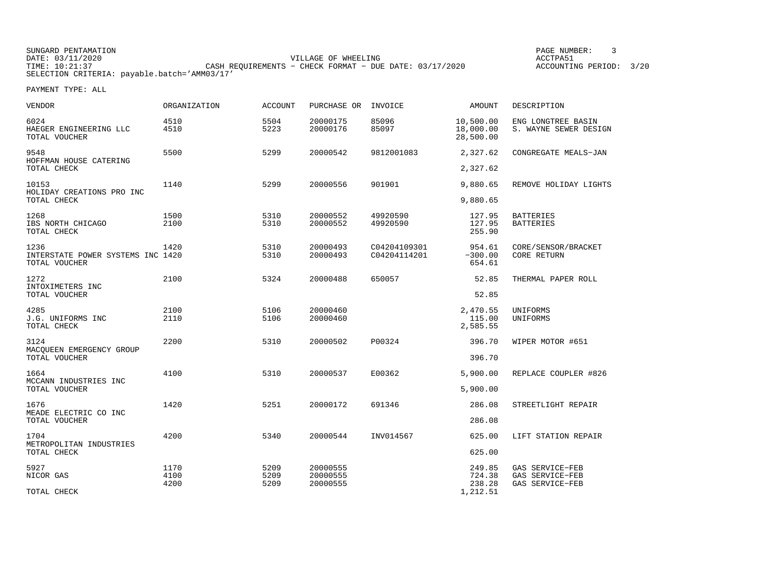SUNGARD PENTAMATION
DATE: 03/11/2020
TIME: 10:21:37
SELECTION CRITERIA: payable.batch='AMM03/17'

VILLAGE OF WHEELING
CASH REQUIREMENTS - CHECK FORMAT - DUE DATE: 03/17/2020

ACCTPA51
ACCOUNTING PERIOD: 3/20

PAYMENT TYPE: ALL

| VENDOR | ORGANIZATION | ACCOUNT | PURCHASE OR | INVOICE | AMOUNT | DESCRIPTION |
|---|---|---|---|---|---|---|
| 6024 | 4510 | 5504 | 20000175 | 85096 | 10,500.00 | ENG LONGTREE BASIN |
| HAEGER ENGINEERING LLC | 4510 | 5223 | 20000176 | 85097 | 18,000.00 | S. WAYNE SEWER DESIGN |
| TOTAL VOUCHER | | | | | 28,500.00 | |
| 9548 | 5500 | 5299 | 20000542 | 9812001083 | 2,327.62 | CONGREGATE MEALS-JAN |
| HOFFMAN HOUSE CATERING | | | | | | |
| TOTAL CHECK | | | | | 2,327.62 | |
| 10153 | 1140 | 5299 | 20000556 | 901901 | 9,880.65 | REMOVE HOLIDAY LIGHTS |
| HOLIDAY CREATIONS PRO INC | | | | | | |
| TOTAL CHECK | | | | | 9,880.65 | |
| 1268 | 1500 | 5310 | 20000552 | 49920590 | 127.95 | BATTERIES |
| IBS NORTH CHICAGO | 2100 | 5310 | 20000552 | 49920590 | 127.95 | BATTERIES |
| TOTAL CHECK | | | | | 255.90 | |
| 1236 | 1420 | 5310 | 20000493 | C04204109301 | 954.61 | CORE/SENSOR/BRACKET |
| INTERSTATE POWER SYSTEMS INC | 1420 | 5310 | 20000493 | C04204114201 | -300.00 | CORE RETURN |
| TOTAL VOUCHER | | | | | 654.61 | |
| 1272 | 2100 | 5324 | 20000488 | 650057 | 52.85 | THERMAL PAPER ROLL |
| INTOXIMETERS INC | | | | | | |
| TOTAL VOUCHER | | | | | 52.85 | |
| 4285 | 2100 | 5106 | 20000460 | | 2,470.55 | UNIFORMS |
| J.G. UNIFORMS INC | 2110 | 5106 | 20000460 | | 115.00 | UNIFORMS |
| TOTAL CHECK | | | | | 2,585.55 | |
| 3124 | 2200 | 5310 | 20000502 | P00324 | 396.70 | WIPER MOTOR #651 |
| MACQUEEN EMERGENCY GROUP | | | | | | |
| TOTAL VOUCHER | | | | | 396.70 | |
| 1664 | 4100 | 5310 | 20000537 | E00362 | 5,900.00 | REPLACE COUPLER #826 |
| MCCANN INDUSTRIES INC | | | | | | |
| TOTAL VOUCHER | | | | | 5,900.00 | |
| 1676 | 1420 | 5251 | 20000172 | 691346 | 286.08 | STREETLIGHT REPAIR |
| MEADE ELECTRIC CO INC | | | | | | |
| TOTAL VOUCHER | | | | | 286.08 | |
| 1704 | 4200 | 5340 | 20000544 | INV014567 | 625.00 | LIFT STATION REPAIR |
| METROPOLITAN INDUSTRIES | | | | | | |
| TOTAL CHECK | | | | | 625.00 | |
| 5927 | 1170 | 5209 | 20000555 | | 249.85 | GAS SERVICE-FEB |
| NICOR GAS | 4100 | 5209 | 20000555 | | 724.38 | GAS SERVICE-FEB |
| | 4200 | 5209 | 20000555 | | 238.28 | GAS SERVICE-FEB |
| TOTAL CHECK | | | | | 1,212.51 | |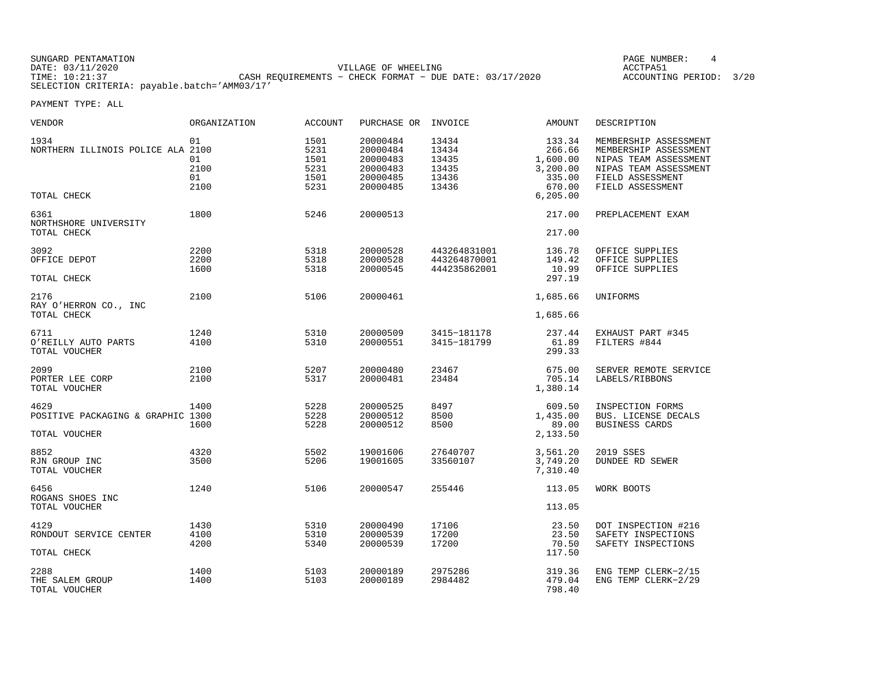SUNGARD PENTAMATION
DATE: 03/11/2020
TIME: 10:21:37
SELECTION CRITERIA: payable.batch='AMM03/17'

VILLAGE OF WHEELING
CASH REQUIREMENTS - CHECK FORMAT - DUE DATE: 03/17/2020

PAGE NUMBER: 4
ACCTPA51
ACCOUNTING PERIOD: 3/20

PAYMENT TYPE: ALL

| VENDOR | ORGANIZATION | ACCOUNT | PURCHASE OR | INVOICE | AMOUNT | DESCRIPTION |
|---|---|---|---|---|---|---|
| 1934 | 01 | 1501 | 20000484 | 13434 | 133.34 | MEMBERSHIP ASSESSMENT |
| NORTHERN ILLINOIS POLICE ALA | 2100 | 5231 | 20000484 | 13434 | 266.66 | MEMBERSHIP ASSESSMENT |
| | 01 | 1501 | 20000483 | 13435 | 1,600.00 | NIPAS TEAM ASSESSMENT |
| | 2100 | 5231 | 20000483 | 13435 | 3,200.00 | NIPAS TEAM ASSESSMENT |
| | 01 | 1501 | 20000485 | 13436 | 335.00 | FIELD ASSESSMENT |
| | 2100 | 5231 | 20000485 | 13436 | 670.00 | FIELD ASSESSMENT |
| TOTAL CHECK | | | | | 6,205.00 | |
| 6361 | 1800 | 5246 | 20000513 | | 217.00 | PREPLACEMENT EXAM |
| NORTHSHORE UNIVERSITY | | | | | | |
| TOTAL CHECK | | | | | 217.00 | |
| 3092 | 2200 | 5318 | 20000528 | 443264831001 | 136.78 | OFFICE SUPPLIES |
| OFFICE DEPOT | 2200 | 5318 | 20000528 | 443264870001 | 149.42 | OFFICE SUPPLIES |
| | 1600 | 5318 | 20000545 | 444235862001 | 10.99 | OFFICE SUPPLIES |
| TOTAL CHECK | | | | | 297.19 | |
| 2176 | 2100 | 5106 | 20000461 | | 1,685.66 | UNIFORMS |
| RAY O'HERRON CO., INC | | | | | | |
| TOTAL CHECK | | | | | 1,685.66 | |
| 6711 | 1240 | 5310 | 20000509 | 3415-181178 | 237.44 | EXHAUST PART #345 |
| O'REILLY AUTO PARTS | 4100 | 5310 | 20000551 | 3415-181799 | 61.89 | FILTERS #844 |
| TOTAL VOUCHER | | | | | 299.33 | |
| 2099 | 2100 | 5207 | 20000480 | 23467 | 675.00 | SERVER REMOTE SERVICE |
| PORTER LEE CORP | 2100 | 5317 | 20000481 | 23484 | 705.14 | LABELS/RIBBONS |
| TOTAL VOUCHER | | | | | 1,380.14 | |
| 4629 | 1400 | 5228 | 20000525 | 8497 | 609.50 | INSPECTION FORMS |
| POSITIVE PACKAGING & GRAPHIC | 1300 | 5228 | 20000512 | 8500 | 1,435.00 | BUS. LICENSE DECALS |
| | 1600 | 5228 | 20000512 | 8500 | 89.00 | BUSINESS CARDS |
| TOTAL VOUCHER | | | | | 2,133.50 | |
| 8852 | 4320 | 5502 | 19001606 | 27640707 | 3,561.20 | 2019 SSES |
| RJN GROUP INC | 3500 | 5206 | 19001605 | 33560107 | 3,749.20 | DUNDEE RD SEWER |
| TOTAL VOUCHER | | | | | 7,310.40 | |
| 6456 | 1240 | 5106 | 20000547 | 255446 | 113.05 | WORK BOOTS |
| ROGANS SHOES INC | | | | | | |
| TOTAL VOUCHER | | | | | 113.05 | |
| 4129 | 1430 | 5310 | 20000490 | 17106 | 23.50 | DOT INSPECTION #216 |
| RONDOUT SERVICE CENTER | 4100 | 5310 | 20000539 | 17200 | 23.50 | SAFETY INSPECTIONS |
| | 4200 | 5340 | 20000539 | 17200 | 70.50 | SAFETY INSPECTIONS |
| TOTAL CHECK | | | | | 117.50 | |
| 2288 | 1400 | 5103 | 20000189 | 2975286 | 319.36 | ENG TEMP CLERK-2/15 |
| THE SALEM GROUP | 1400 | 5103 | 20000189 | 2984482 | 479.04 | ENG TEMP CLERK-2/29 |
| TOTAL VOUCHER | | | | | 798.40 | |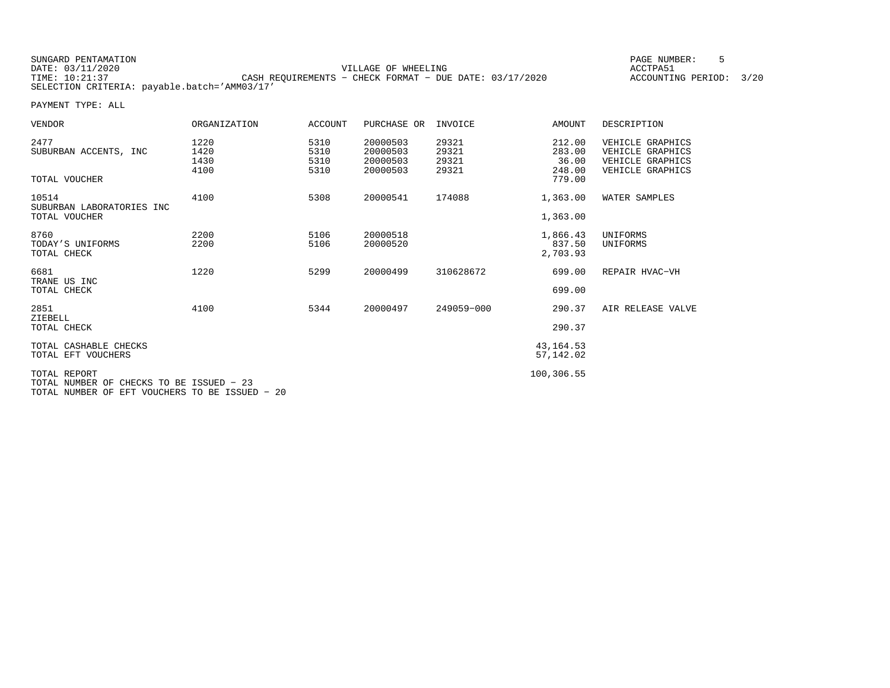SUNGARD PENTAMATION
DATE: 03/11/2020
TIME: 10:21:37
SELECTION CRITERIA: payable.batch='AMM03/17'

VILLAGE OF WHEELING
CASH REQUIREMENTS - CHECK FORMAT - DUE DATE: 03/17/2020

ACCTPA51
ACCOUNTING PERIOD: 3/20

PAYMENT TYPE: ALL

| VENDOR | ORGANIZATION | ACCOUNT | PURCHASE OR | INVOICE | AMOUNT | DESCRIPTION |
|---|---|---|---|---|---|---|
| 2477 | 1220 | 5310 | 20000503 | 29321 | 212.00 | VEHICLE GRAPHICS |
| SUBURBAN ACCENTS, INC | 1420 | 5310 | 20000503 | 29321 | 283.00 | VEHICLE GRAPHICS |
| | 1430 | 5310 | 20000503 | 29321 | 36.00 | VEHICLE GRAPHICS |
| | 4100 | 5310 | 20000503 | 29321 | 248.00 | VEHICLE GRAPHICS |
| TOTAL VOUCHER | | | | | 779.00 | |
| 10514 | 4100 | 5308 | 20000541 | 174088 | 1,363.00 | WATER SAMPLES |
| SUBURBAN LABORATORIES INC | | | | | | |
| TOTAL VOUCHER | | | | | 1,363.00 | |
| 8760 | 2200 | 5106 | 20000518 | | 1,866.43 | UNIFORMS |
| TODAY'S UNIFORMS | 2200 | 5106 | 20000520 | | 837.50 | UNIFORMS |
| TOTAL CHECK | | | | | 2,703.93 | |
| 6681 | 1220 | 5299 | 20000499 | 310628672 | 699.00 | REPAIR HVAC-VH |
| TRANE US INC | | | | | | |
| TOTAL CHECK | | | | | 699.00 | |
| 2851 | 4100 | 5344 | 20000497 | 249059-000 | 290.37 | AIR RELEASE VALVE |
| ZIEBELL | | | | | | |
| TOTAL CHECK | | | | | 290.37 | |
| TOTAL CASHABLE CHECKS | | | | | 43,164.53 | |
| TOTAL EFT VOUCHERS | | | | | 57,142.02 | |
| TOTAL REPORT | | | | | 100,306.55 | |

TOTAL NUMBER OF CHECKS TO BE ISSUED - 23
TOTAL NUMBER OF EFT VOUCHERS TO BE ISSUED - 20